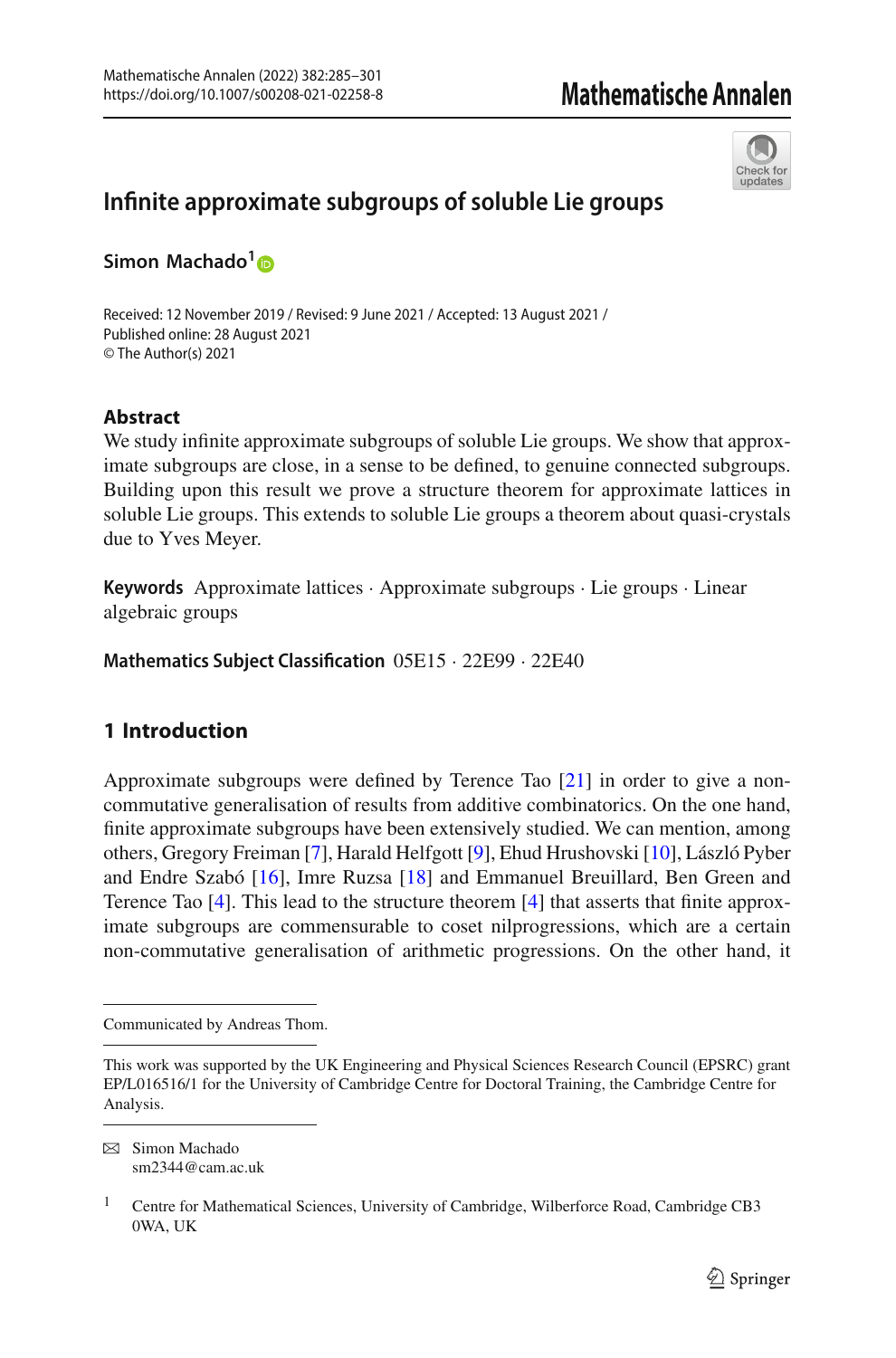# Infinite approximate subgroups of soluble Lie groups

**Simon Machado**[1]

Received: 12 November 2019 / Revised: 9 June 2021 / Accepted: 13 August 2021 /
Published online: 28 August 2021
© The Author(s) 2021

## Abstract

We study infinite approximate subgroups of soluble Lie groups. We show that approximate subgroups are close, in a sense to be defined, to genuine connected subgroups. Building upon this result we prove a structure theorem for approximate lattices in soluble Lie groups. This extends to soluble Lie groups a theorem about quasi-crystals due to Yves Meyer.

**Keywords** Approximate lattices · Approximate subgroups · Lie groups · Linear algebraic groups

**Mathematics Subject Classification** 05E15 · 22E99 · 22E40

## 1 Introduction

Approximate subgroups were defined by Terence Tao [21] in order to give a non-commutative generalisation of results from additive combinatorics. On the one hand, finite approximate subgroups have been extensively studied. We can mention, among others, Gregory Freiman [7], Harald Helfgott [9], Ehud Hrushovski [10], László Pyber and Endre Szabó [16], Imre Ruzsa [18] and Emmanuel Breuillard, Ben Green and Terence Tao [4]. This lead to the structure theorem [4] that asserts that finite approximate subgroups are commensurable to coset nilprogressions, which are a certain non-commutative generalisation of arithmetic progressions. On the other hand, it

---

Communicated by Andreas Thom.

This work was supported by the UK Engineering and Physical Sciences Research Council (EPSRC) grant EP/L016516/1 for the University of Cambridge Centre for Doctoral Training, the Cambridge Centre for Analysis.

✉ Simon Machado
sm2344@cam.ac.uk

[1] Centre for Mathematical Sciences, University of Cambridge, Wilberforce Road, Cambridge CB3 0WA, UK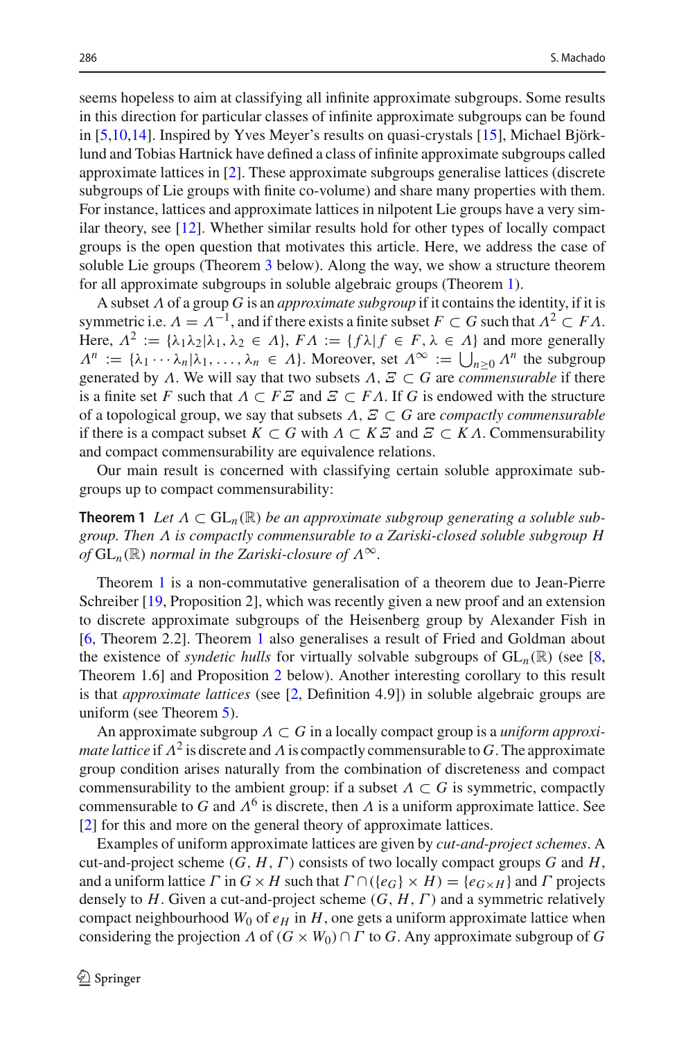seems hopeless to aim at classifying all infinite approximate subgroups. Some results in this direction for particular classes of infinite approximate subgroups can be found in [5,10,14]. Inspired by Yves Meyer's results on quasi-crystals [15], Michael Björklund and Tobias Hartnick have defined a class of infinite approximate subgroups called approximate lattices in [2]. These approximate subgroups generalise lattices (discrete subgroups of Lie groups with finite co-volume) and share many properties with them. For instance, lattices and approximate lattices in nilpotent Lie groups have a very similar theory, see [12]. Whether similar results hold for other types of locally compact groups is the open question that motivates this article. Here, we address the case of soluble Lie groups (Theorem 3 below). Along the way, we show a structure theorem for all approximate subgroups in soluble algebraic groups (Theorem 1).

A subset $\Lambda$ of a group $G$ is an *approximate subgroup* if it contains the identity, if it is symmetric i.e. $\Lambda = \Lambda^{-1}$, and if there exists a finite subset $F \subset G$ such that $\Lambda^2 \subset F\Lambda$. Here, $\Lambda^2 := \{\lambda_1\lambda_2 | \lambda_1, \lambda_2 \in \Lambda\}$, $F\Lambda := \{f\lambda | f \in F, \lambda \in \Lambda\}$ and more generally $\Lambda^n := \{\lambda_1 \cdots \lambda_n | \lambda_1, \ldots, \lambda_n \in \Lambda\}$. Moreover, set $\Lambda^\infty := \bigcup_{n\geq 0} \Lambda^n$ the subgroup generated by $\Lambda$. We will say that two subsets $\Lambda, \Xi \subset G$ are *commensurable* if there is a finite set $F$ such that $\Lambda \subset F\Xi$ and $\Xi \subset F\Lambda$. If $G$ is endowed with the structure of a topological group, we say that subsets $\Lambda, \Xi \subset G$ are *compactly commensurable* if there is a compact subset $K \subset G$ with $\Lambda \subset K\Xi$ and $\Xi \subset K\Lambda$. Commensurability and compact commensurability are equivalence relations.

Our main result is concerned with classifying certain soluble approximate subgroups up to compact commensurability:

**Theorem 1** *Let $\Lambda \subset \mathrm{GL}_n(\mathbb{R})$ be an approximate subgroup generating a soluble subgroup. Then $\Lambda$ is compactly commensurable to a Zariski-closed soluble subgroup $H$ of $\mathrm{GL}_n(\mathbb{R})$ normal in the Zariski-closure of $\Lambda^\infty$.*

Theorem 1 is a non-commutative generalisation of a theorem due to Jean-Pierre Schreiber [19, Proposition 2], which was recently given a new proof and an extension to discrete approximate subgroups of the Heisenberg group by Alexander Fish in [6, Theorem 2.2]. Theorem 1 also generalises a result of Fried and Goldman about the existence of *syndetic hulls* for virtually solvable subgroups of $\mathrm{GL}_n(\mathbb{R})$ (see [8, Theorem 1.6] and Proposition 2 below). Another interesting corollary to this result is that *approximate lattices* (see [2, Definition 4.9]) in soluble algebraic groups are uniform (see Theorem 5).

An approximate subgroup $\Lambda \subset G$ in a locally compact group is a *uniform approximate lattice* if $\Lambda^2$ is discrete and $\Lambda$ is compactly commensurable to $G$. The approximate group condition arises naturally from the combination of discreteness and compact commensurability to the ambient group: if a subset $\Lambda \subset G$ is symmetric, compactly commensurable to $G$ and $\Lambda^6$ is discrete, then $\Lambda$ is a uniform approximate lattice. See [2] for this and more on the general theory of approximate lattices.

Examples of uniform approximate lattices are given by *cut-and-project schemes*. A cut-and-project scheme $(G, H, \Gamma)$ consists of two locally compact groups $G$ and $H$, and a uniform lattice $\Gamma$ in $G \times H$ such that $\Gamma \cap (\{e_G\} \times H) = \{e_{G\times H}\}$ and $\Gamma$ projects densely to $H$. Given a cut-and-project scheme $(G, H, \Gamma)$ and a symmetric relatively compact neighbourhood $W_0$ of $e_H$ in $H$, one gets a uniform approximate lattice when considering the projection $\Lambda$ of $(G \times W_0) \cap \Gamma$ to $G$. Any approximate subgroup of $G$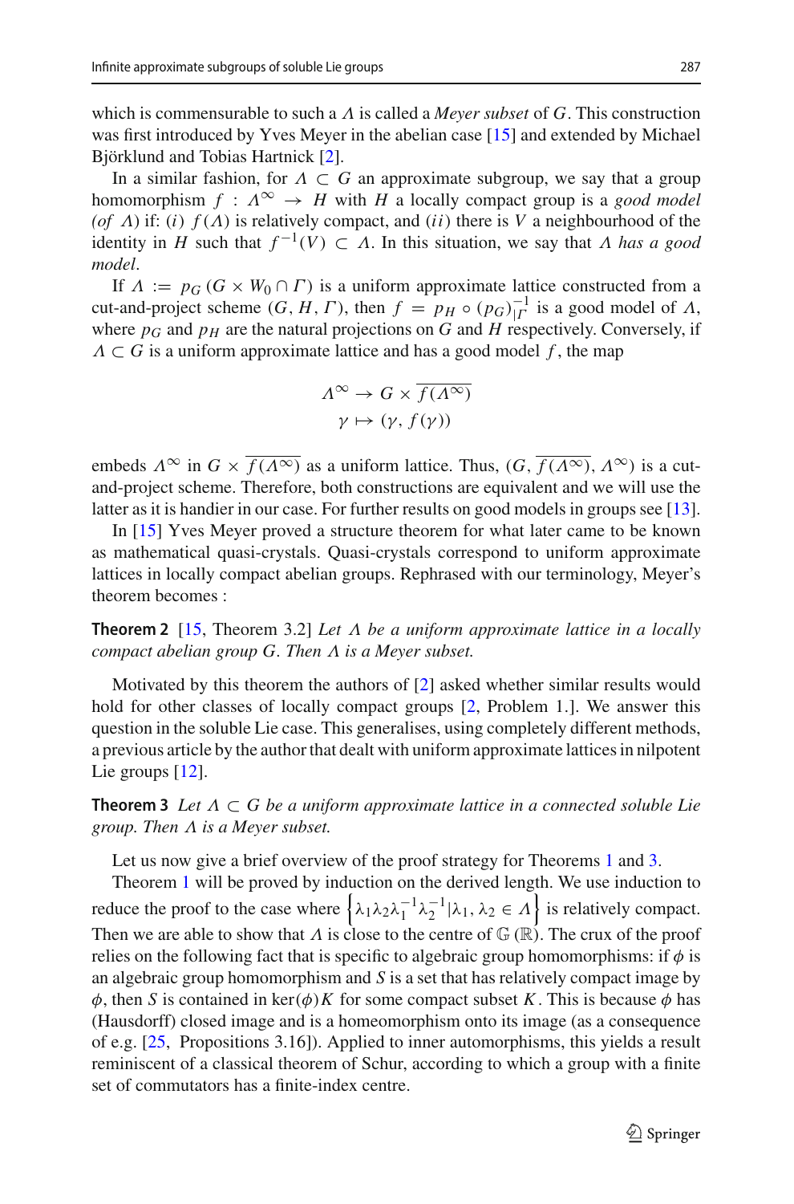which is commensurable to such a $\Lambda$ is called a *Meyer subset* of $G$. This construction was first introduced by Yves Meyer in the abelian case [15] and extended by Michael Björklund and Tobias Hartnick [2].

In a similar fashion, for $\Lambda \subset G$ an approximate subgroup, we say that a group homomorphism $f : \Lambda^\infty \to H$ with $H$ a locally compact group is a *good model (of $\Lambda$)* if: $(i)$ $f(\Lambda)$ is relatively compact, and $(ii)$ there is $V$ a neighbourhood of the identity in $H$ such that $f^{-1}(V) \subset \Lambda$. In this situation, we say that $\Lambda$ *has a good model*.

If $\Lambda := p_G(G \times W_0 \cap \Gamma)$ is a uniform approximate lattice constructed from a cut-and-project scheme $(G, H, \Gamma)$, then $f = p_H \circ (p_G)_{|\Gamma}^{-1}$ is a good model of $\Lambda$, where $p_G$ and $p_H$ are the natural projections on $G$ and $H$ respectively. Conversely, if $\Lambda \subset G$ is a uniform approximate lattice and has a good model $f$, the map

$$\Lambda^\infty \to G \times \overline{f(\Lambda^\infty)}$$
$$\gamma \mapsto (\gamma, f(\gamma))$$

embeds $\Lambda^\infty$ in $G \times \overline{f(\Lambda^\infty)}$ as a uniform lattice. Thus, $(G, \overline{f(\Lambda^\infty)}, \Lambda^\infty)$ is a cut-and-project scheme. Therefore, both constructions are equivalent and we will use the latter as it is handier in our case. For further results on good models in groups see [13].

In [15] Yves Meyer proved a structure theorem for what later came to be known as mathematical quasi-crystals. Quasi-crystals correspond to uniform approximate lattices in locally compact abelian groups. Rephrased with our terminology, Meyer's theorem becomes :

**Theorem 2** [15, Theorem 3.2] *Let $\Lambda$ be a uniform approximate lattice in a locally compact abelian group $G$. Then $\Lambda$ is a Meyer subset.*

Motivated by this theorem the authors of [2] asked whether similar results would hold for other classes of locally compact groups [2, Problem 1.]. We answer this question in the soluble Lie case. This generalises, using completely different methods, a previous article by the author that dealt with uniform approximate lattices in nilpotent Lie groups [12].

**Theorem 3** *Let $\Lambda \subset G$ be a uniform approximate lattice in a connected soluble Lie group. Then $\Lambda$ is a Meyer subset.*

Let us now give a brief overview of the proof strategy for Theorems 1 and 3.

Theorem 1 will be proved by induction on the derived length. We use induction to reduce the proof to the case where $\left\{\lambda_1\lambda_2\lambda_1^{-1}\lambda_2^{-1} | \lambda_1, \lambda_2 \in \Lambda\right\}$ is relatively compact. Then we are able to show that $\Lambda$ is close to the centre of $\mathbb{G}(\mathbb{R})$. The crux of the proof relies on the following fact that is specific to algebraic group homomorphisms: if $\phi$ is an algebraic group homomorphism and $S$ is a set that has relatively compact image by $\phi$, then $S$ is contained in $\ker(\phi)K$ for some compact subset $K$. This is because $\phi$ has (Hausdorff) closed image and is a homeomorphism onto its image (as a consequence of e.g. [25, Propositions 3.16]). Applied to inner automorphisms, this yields a result reminiscent of a classical theorem of Schur, according to which a group with a finite set of commutators has a finite-index centre.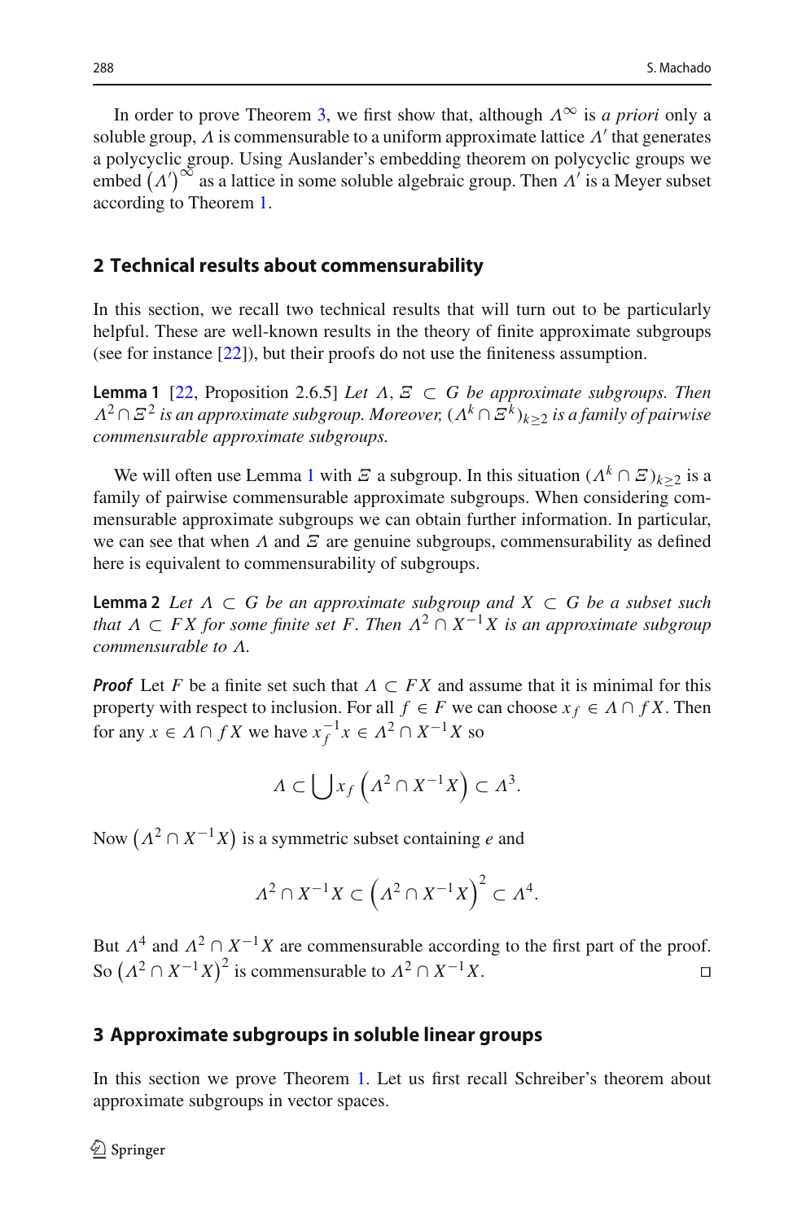In order to prove Theorem 3, we first show that, although $\Lambda^{\infty}$ is *a priori* only a soluble group, $\Lambda$ is commensurable to a uniform approximate lattice $\Lambda'$ that generates a polycyclic group. Using Auslander's embedding theorem on polycyclic groups we embed $(\Lambda')^{\infty}$ as a lattice in some soluble algebraic group. Then $\Lambda'$ is a Meyer subset according to Theorem 1.

## 2 Technical results about commensurability

In this section, we recall two technical results that will turn out to be particularly helpful. These are well-known results in the theory of finite approximate subgroups (see for instance [22]), but their proofs do not use the finiteness assumption.

**Lemma 1** [22, Proposition 2.6.5] *Let $\Lambda, \Xi \subset G$ be approximate subgroups. Then $\Lambda^2 \cap \Xi^2$ is an approximate subgroup. Moreover, $(\Lambda^k \cap \Xi^k)_{k\geq 2}$ is a family of pairwise commensurable approximate subgroups.*

We will often use Lemma 1 with $\Xi$ a subgroup. In this situation $(\Lambda^k \cap \Xi)_{k\geq 2}$ is a family of pairwise commensurable approximate subgroups. When considering commensurable approximate subgroups we can obtain further information. In particular, we can see that when $\Lambda$ and $\Xi$ are genuine subgroups, commensurability as defined here is equivalent to commensurability of subgroups.

**Lemma 2** *Let $\Lambda \subset G$ be an approximate subgroup and $X \subset G$ be a subset such that $\Lambda \subset FX$ for some finite set $F$. Then $\Lambda^2 \cap X^{-1}X$ is an approximate subgroup commensurable to $\Lambda$.*

***Proof*** Let $F$ be a finite set such that $\Lambda \subset FX$ and assume that it is minimal for this property with respect to inclusion. For all $f \in F$ we can choose $x_f \in \Lambda \cap fX$. Then for any $x \in \Lambda \cap fX$ we have $x_f^{-1}x \in \Lambda^2 \cap X^{-1}X$ so

$$\Lambda \subset \bigcup x_f \left(\Lambda^2 \cap X^{-1}X\right) \subset \Lambda^3.$$

Now $\left(\Lambda^2 \cap X^{-1}X\right)$ is a symmetric subset containing $e$ and

$$\Lambda^2 \cap X^{-1}X \subset \left(\Lambda^2 \cap X^{-1}X\right)^2 \subset \Lambda^4.$$

But $\Lambda^4$ and $\Lambda^2 \cap X^{-1}X$ are commensurable according to the first part of the proof. So $\left(\Lambda^2 \cap X^{-1}X\right)^2$ is commensurable to $\Lambda^2 \cap X^{-1}X$. □

## 3 Approximate subgroups in soluble linear groups

In this section we prove Theorem 1. Let us first recall Schreiber's theorem about approximate subgroups in vector spaces.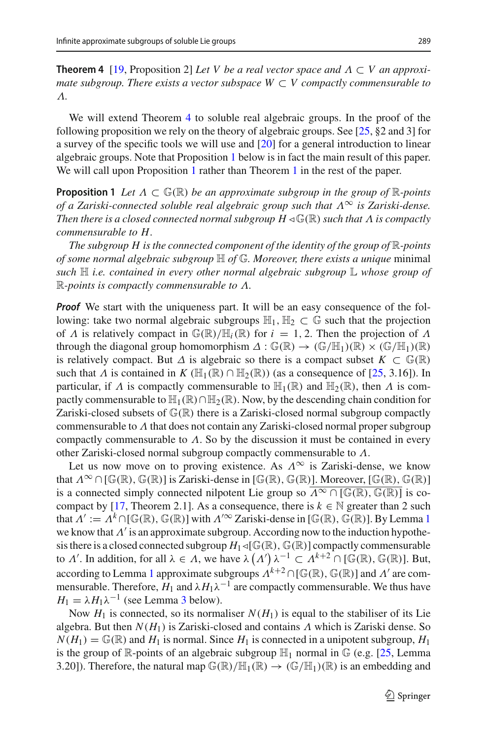**Theorem 4** [19, Proposition 2] *Let $V$ be a real vector space and $\Lambda \subset V$ an approximate subgroup. There exists a vector subspace $W \subset V$ compactly commensurable to $\Lambda$.*

We will extend Theorem 4 to soluble real algebraic groups. In the proof of the following proposition we rely on the theory of algebraic groups. See [25, §2 and 3] for a survey of the specific tools we will use and [20] for a general introduction to linear algebraic groups. Note that Proposition 1 below is in fact the main result of this paper. We will call upon Proposition 1 rather than Theorem 1 in the rest of the paper.

**Proposition 1** *Let $\Lambda \subset \mathbb{G}(\mathbb{R})$ be an approximate subgroup in the group of $\mathbb{R}$-points of a Zariski-connected soluble real algebraic group such that $\Lambda^{\infty}$ is Zariski-dense. Then there is a closed connected normal subgroup $H \lhd \mathbb{G}(\mathbb{R})$ such that $\Lambda$ is compactly commensurable to $H$.*

*The subgroup $H$ is the connected component of the identity of the group of $\mathbb{R}$-points of some normal algebraic subgroup $\mathbb{H}$ of $\mathbb{G}$. Moreover, there exists a unique* minimal *such $\mathbb{H}$ i.e. contained in every other normal algebraic subgroup $\mathbb{L}$ whose group of $\mathbb{R}$-points is compactly commensurable to $\Lambda$.*

***Proof*** We start with the uniqueness part. It will be an easy consequence of the following: take two normal algebraic subgroups $\mathbb{H}_1, \mathbb{H}_2 \subset \mathbb{G}$ such that the projection of $\Lambda$ is relatively compact in $\mathbb{G}(\mathbb{R})/\mathbb{H}_i(\mathbb{R})$ for $i = 1, 2$. Then the projection of $\Lambda$ through the diagonal group homomorphism $\Delta : \mathbb{G}(\mathbb{R}) \to (\mathbb{G}/\mathbb{H}_1)(\mathbb{R}) \times (\mathbb{G}/\mathbb{H}_1)(\mathbb{R})$ is relatively compact. But $\Delta$ is algebraic so there is a compact subset $K \subset \mathbb{G}(\mathbb{R})$ such that $\Lambda$ is contained in $K\,(\mathbb{H}_1(\mathbb{R}) \cap \mathbb{H}_2(\mathbb{R}))$ (as a consequence of [25, 3.16]). In particular, if $\Lambda$ is compactly commensurable to $\mathbb{H}_1(\mathbb{R})$ and $\mathbb{H}_2(\mathbb{R})$, then $\Lambda$ is compactly commensurable to $\mathbb{H}_1(\mathbb{R}) \cap \mathbb{H}_2(\mathbb{R})$. Now, by the descending chain condition for Zariski-closed subsets of $\mathbb{G}(\mathbb{R})$ there is a Zariski-closed normal subgroup compactly commensurable to $\Lambda$ that does not contain any Zariski-closed normal proper subgroup compactly commensurable to $\Lambda$. So by the discussion it must be contained in every other Zariski-closed normal subgroup compactly commensurable to $\Lambda$.

Let us now move on to proving existence. As $\Lambda^{\infty}$ is Zariski-dense, we know that $\Lambda^{\infty} \cap [\mathbb{G}(\mathbb{R}), \mathbb{G}(\mathbb{R})]$ is Zariski-dense in $[\mathbb{G}(\mathbb{R}), \mathbb{G}(\mathbb{R})]$. Moreover, $[\mathbb{G}(\mathbb{R}), \mathbb{G}(\mathbb{R})]$ is a connected simply connected nilpotent Lie group so $\overline{\Lambda^{\infty} \cap [\mathbb{G}(\mathbb{R}), \mathbb{G}(\mathbb{R})]}$ is cocompact by [17, Theorem 2.1]. As a consequence, there is $k \in \mathbb{N}$ greater than 2 such that $\Lambda' := \Lambda^{k} \cap [\mathbb{G}(\mathbb{R}), \mathbb{G}(\mathbb{R})]$ with $\Lambda'^{\infty}$ Zariski-dense in $[\mathbb{G}(\mathbb{R}), \mathbb{G}(\mathbb{R})]$. By Lemma 1 we know that $\Lambda'$ is an approximate subgroup. According now to the induction hypothesis there is a closed connected subgroup $H_1 \lhd [\mathbb{G}(\mathbb{R}), \mathbb{G}(\mathbb{R})]$ compactly commensurable to $\Lambda'$. In addition, for all $\lambda \in \Lambda$, we have $\lambda\left(\Lambda'\right)\lambda^{-1} \subset \Lambda^{k+2} \cap [\mathbb{G}(\mathbb{R}), \mathbb{G}(\mathbb{R})]$. But, according to Lemma 1 approximate subgroups $\Lambda^{k+2} \cap [\mathbb{G}(\mathbb{R}), \mathbb{G}(\mathbb{R})]$ and $\Lambda'$ are commensurable. Therefore, $H_1$ and $\lambda H_1 \lambda^{-1}$ are compactly commensurable. We thus have $H_1 = \lambda H_1 \lambda^{-1}$ (see Lemma 3 below).

Now $H_1$ is connected, so its normaliser $N(H_1)$ is equal to the stabiliser of its Lie algebra. But then $N(H_1)$ is Zariski-closed and contains $\Lambda$ which is Zariski dense. So $N(H_1) = \mathbb{G}(\mathbb{R})$ and $H_1$ is normal. Since $H_1$ is connected in a unipotent subgroup, $H_1$ is the group of $\mathbb{R}$-points of an algebraic subgroup $\mathbb{H}_1$ normal in $\mathbb{G}$ (e.g. [25, Lemma 3.20]). Therefore, the natural map $\mathbb{G}(\mathbb{R})/\mathbb{H}_1(\mathbb{R}) \to (\mathbb{G}/\mathbb{H}_1)(\mathbb{R})$ is an embedding and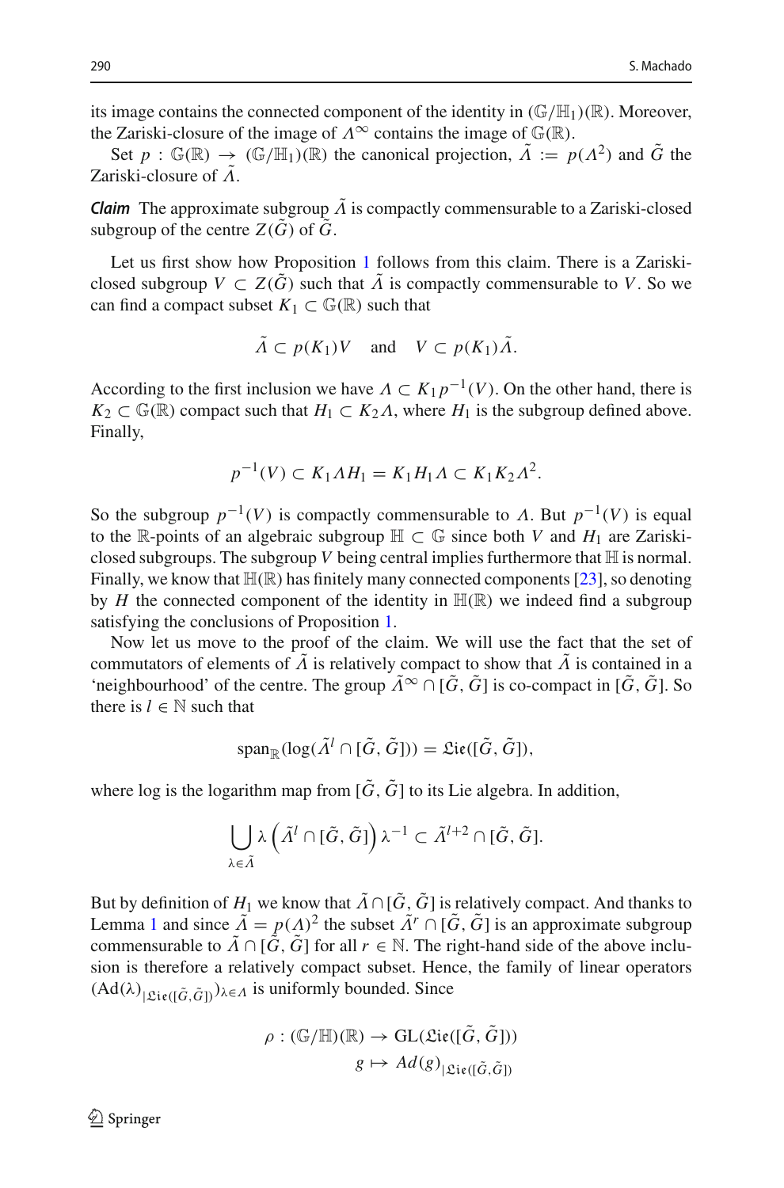its image contains the connected component of the identity in $(\mathbb{G}/\mathbb{H}_1)(\mathbb{R})$. Moreover, the Zariski-closure of the image of $\Lambda^\infty$ contains the image of $\mathbb{G}(\mathbb{R})$.

Set $p : \mathbb{G}(\mathbb{R}) \to (\mathbb{G}/\mathbb{H}_1)(\mathbb{R})$ the canonical projection, $\tilde{\Lambda} := p(\Lambda^2)$ and $\tilde{G}$ the Zariski-closure of $\tilde{\Lambda}$.

***Claim*** The approximate subgroup $\tilde{\Lambda}$ is compactly commensurable to a Zariski-closed subgroup of the centre $Z(\tilde{G})$ of $\tilde{G}$.

Let us first show how Proposition 1 follows from this claim. There is a Zariski-closed subgroup $V \subset Z(\tilde{G})$ such that $\tilde{\Lambda}$ is compactly commensurable to $V$. So we can find a compact subset $K_1 \subset \mathbb{G}(\mathbb{R})$ such that

$$\tilde{\Lambda} \subset p(K_1)V \quad \text{and} \quad V \subset p(K_1)\tilde{\Lambda}.$$

According to the first inclusion we have $\Lambda \subset K_1 p^{-1}(V)$. On the other hand, there is $K_2 \subset \mathbb{G}(\mathbb{R})$ compact such that $H_1 \subset K_2\Lambda$, where $H_1$ is the subgroup defined above. Finally,

$$p^{-1}(V) \subset K_1 \Lambda H_1 = K_1 H_1 \Lambda \subset K_1 K_2 \Lambda^2.$$

So the subgroup $p^{-1}(V)$ is compactly commensurable to $\Lambda$. But $p^{-1}(V)$ is equal to the $\mathbb{R}$-points of an algebraic subgroup $\mathbb{H} \subset \mathbb{G}$ since both $V$ and $H_1$ are Zariski-closed subgroups. The subgroup $V$ being central implies furthermore that $\mathbb{H}$ is normal. Finally, we know that $\mathbb{H}(\mathbb{R})$ has finitely many connected components [23], so denoting by $H$ the connected component of the identity in $\mathbb{H}(\mathbb{R})$ we indeed find a subgroup satisfying the conclusions of Proposition 1.

Now let us move to the proof of the claim. We will use the fact that the set of commutators of elements of $\tilde{\Lambda}$ is relatively compact to show that $\tilde{\Lambda}$ is contained in a 'neighbourhood' of the centre. The group $\tilde{\Lambda}^\infty \cap [\tilde{G}, \tilde{G}]$ is co-compact in $[\tilde{G}, \tilde{G}]$. So there is $l \in \mathbb{N}$ such that

$$\operatorname{span}_{\mathbb{R}}(\log(\tilde{\Lambda}^l \cap [\tilde{G}, \tilde{G}])) = \mathfrak{Lie}([\tilde{G}, \tilde{G}]),$$

where log is the logarithm map from $[\tilde{G}, \tilde{G}]$ to its Lie algebra. In addition,

$$\bigcup_{\lambda \in \tilde{\Lambda}} \lambda \left( \tilde{\Lambda}^l \cap [\tilde{G}, \tilde{G}] \right) \lambda^{-1} \subset \tilde{\Lambda}^{l+2} \cap [\tilde{G}, \tilde{G}].$$

But by definition of $H_1$ we know that $\tilde{\Lambda} \cap [\tilde{G}, \tilde{G}]$ is relatively compact. And thanks to Lemma 1 and since $\tilde{\Lambda} = p(\Lambda)^2$ the subset $\tilde{\Lambda}^r \cap [\tilde{G}, \tilde{G}]$ is an approximate subgroup commensurable to $\tilde{\Lambda} \cap [\tilde{G}, \tilde{G}]$ for all $r \in \mathbb{N}$. The right-hand side of the above inclusion is therefore a relatively compact subset. Hence, the family of linear operators $(\mathrm{Ad}(\lambda)_{|\mathfrak{Lie}([\tilde{G}, \tilde{G}])})_{\lambda \in \Lambda}$ is uniformly bounded. Since

$$\begin{aligned} \rho : (\mathbb{G}/\mathbb{H})(\mathbb{R}) &\to \mathrm{GL}(\mathfrak{Lie}([\tilde{G}, \tilde{G}])) \\ g &\mapsto Ad(g)_{|\mathfrak{Lie}([\tilde{G}, \tilde{G}])} \end{aligned}$$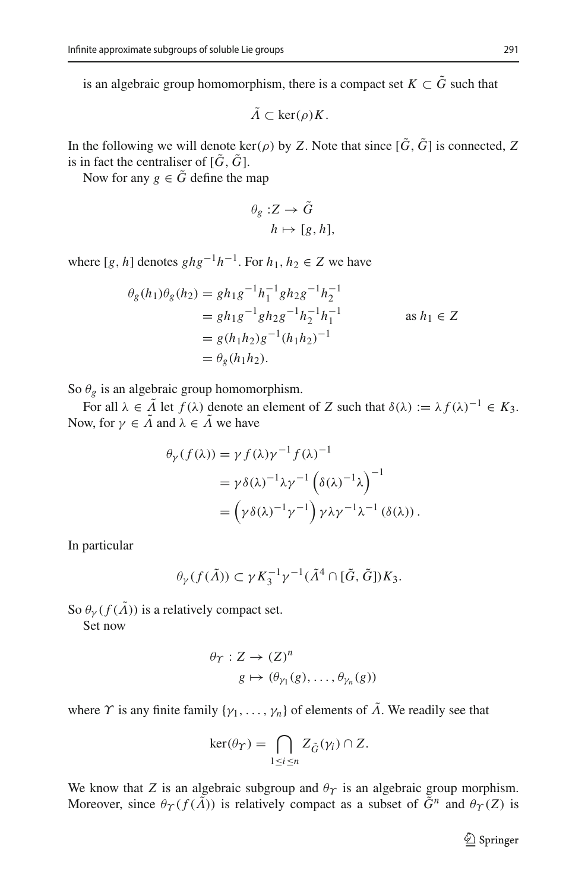is an algebraic group homomorphism, there is a compact set $K \subset \tilde{G}$ such that

$$\tilde{\Lambda} \subset \ker(\rho)K.$$

In the following we will denote $\ker(\rho)$ by $Z$. Note that since $[\tilde{G}, \tilde{G}]$ is connected, $Z$ is in fact the centraliser of $[\tilde{G}, \tilde{G}]$.

Now for any $g \in \tilde{G}$ define the map

$$\begin{aligned} \theta_g : &Z \to \tilde{G} \\ &h \mapsto [g, h], \end{aligned}$$

where $[g, h]$ denotes $ghg^{-1}h^{-1}$. For $h_1, h_2 \in Z$ we have

$$\begin{aligned} \theta_g(h_1)\theta_g(h_2) &= gh_1g^{-1}h_1^{-1}gh_2g^{-1}h_2^{-1} \\ &= gh_1g^{-1}gh_2g^{-1}h_2^{-1}h_1^{-1} \qquad \text{as } h_1 \in Z \\ &= g(h_1h_2)g^{-1}(h_1h_2)^{-1} \\ &= \theta_g(h_1h_2). \end{aligned}$$

So $\theta_g$ is an algebraic group homomorphism.

For all $\lambda \in \tilde{\Lambda}$ let $f(\lambda)$ denote an element of $Z$ such that $\delta(\lambda) := \lambda f(\lambda)^{-1} \in K_3$. Now, for $\gamma \in \tilde{\Lambda}$ and $\lambda \in \tilde{\Lambda}$ we have

$$\begin{aligned} \theta_\gamma(f(\lambda)) &= \gamma f(\lambda)\gamma^{-1}f(\lambda)^{-1} \\ &= \gamma\delta(\lambda)^{-1}\lambda\gamma^{-1}\left(\delta(\lambda)^{-1}\lambda\right)^{-1} \\ &= \left(\gamma\delta(\lambda)^{-1}\gamma^{-1}\right)\gamma\lambda\gamma^{-1}\lambda^{-1}\left(\delta(\lambda)\right). \end{aligned}$$

In particular

$$\theta_\gamma(f(\tilde{\Lambda})) \subset \gamma K_3^{-1}\gamma^{-1}(\tilde{\Lambda}^4 \cap [\tilde{G}, \tilde{G}])K_3.$$

So $\theta_\gamma(f(\tilde{\Lambda}))$ is a relatively compact set.

Set now

$$\begin{aligned} \theta_\Upsilon : Z &\to (Z)^n \\ g &\mapsto (\theta_{\gamma_1}(g), \ldots, \theta_{\gamma_n}(g)) \end{aligned}$$

where $\Upsilon$ is any finite family $\{\gamma_1, \ldots, \gamma_n\}$ of elements of $\tilde{\Lambda}$. We readily see that

$$\ker(\theta_\Upsilon) = \bigcap_{1 \le i \le n} Z_{\tilde{G}}(\gamma_i) \cap Z.$$

We know that $Z$ is an algebraic subgroup and $\theta_\Upsilon$ is an algebraic group morphism. Moreover, since $\theta_\Upsilon(f(\tilde{\Lambda}))$ is relatively compact as a subset of $\tilde{G}^n$ and $\theta_\Upsilon(Z)$ is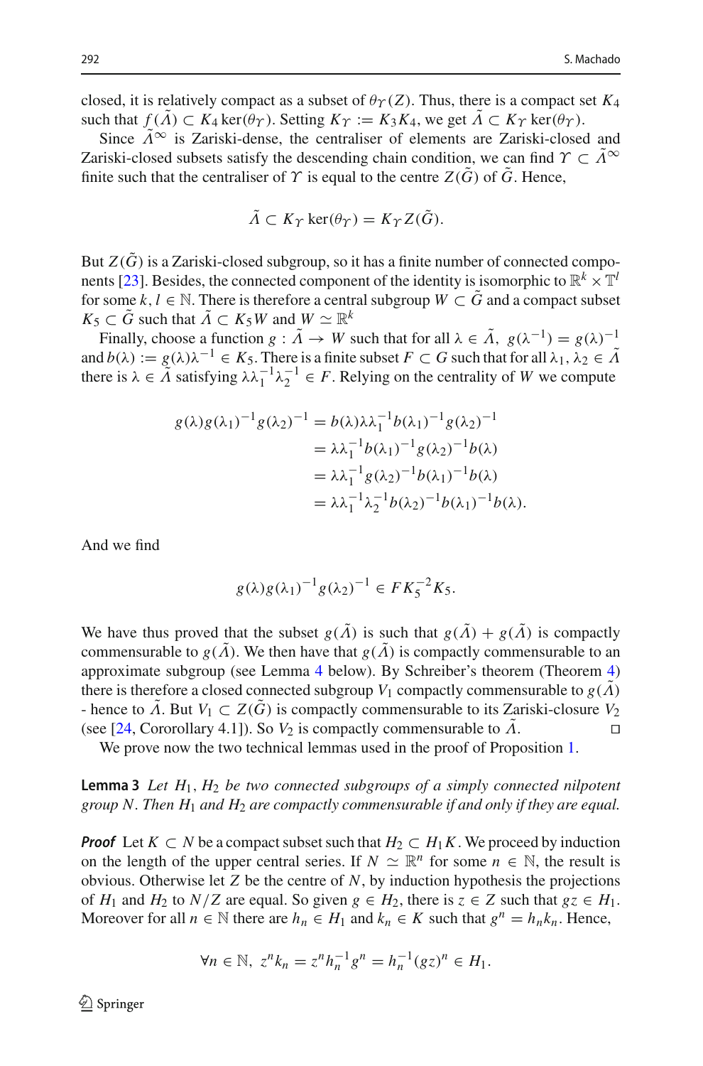closed, it is relatively compact as a subset of $\theta_\Upsilon(Z)$. Thus, there is a compact set $K_4$ such that $f(\tilde{\Lambda}) \subset K_4 \ker(\theta_\Upsilon)$. Setting $K_\Upsilon := K_3 K_4$, we get $\tilde{\Lambda} \subset K_\Upsilon \ker(\theta_\Upsilon)$.

Since $\tilde{\Lambda}^\infty$ is Zariski-dense, the centraliser of elements are Zariski-closed and Zariski-closed subsets satisfy the descending chain condition, we can find $\Upsilon \subset \tilde{\Lambda}^\infty$ finite such that the centraliser of $\Upsilon$ is equal to the centre $Z(\tilde{G})$ of $\tilde{G}$. Hence,

$$\tilde{\Lambda} \subset K_\Upsilon \ker(\theta_\Upsilon) = K_\Upsilon Z(\tilde{G}).$$

But $Z(\tilde{G})$ is a Zariski-closed subgroup, so it has a finite number of connected components [23]. Besides, the connected component of the identity is isomorphic to $\mathbb{R}^k \times \mathbb{T}^l$ for some $k, l \in \mathbb{N}$. There is therefore a central subgroup $W \subset \tilde{G}$ and a compact subset $K_5 \subset \tilde{G}$ such that $\tilde{\Lambda} \subset K_5 W$ and $W \simeq \mathbb{R}^k$

Finally, choose a function $g : \tilde{\Lambda} \to W$ such that for all $\lambda \in \tilde{\Lambda},\ g(\lambda^{-1}) = g(\lambda)^{-1}$ and $b(\lambda) := g(\lambda)\lambda^{-1} \in K_5$. There is a finite subset $F \subset G$ such that for all $\lambda_1, \lambda_2 \in \tilde{\Lambda}$ there is $\lambda \in \tilde{\Lambda}$ satisfying $\lambda\lambda_1^{-1}\lambda_2^{-1} \in F$. Relying on the centrality of $W$ we compute

$$\begin{aligned}
g(\lambda)g(\lambda_1)^{-1}g(\lambda_2)^{-1} &= b(\lambda)\lambda\lambda_1^{-1}b(\lambda_1)^{-1}g(\lambda_2)^{-1}\\
&= \lambda\lambda_1^{-1}b(\lambda_1)^{-1}g(\lambda_2)^{-1}b(\lambda)\\
&= \lambda\lambda_1^{-1}g(\lambda_2)^{-1}b(\lambda_1)^{-1}b(\lambda)\\
&= \lambda\lambda_1^{-1}\lambda_2^{-1}b(\lambda_2)^{-1}b(\lambda_1)^{-1}b(\lambda).
\end{aligned}$$

And we find

$$g(\lambda)g(\lambda_1)^{-1}g(\lambda_2)^{-1} \in F K_5^{-2} K_5.$$

We have thus proved that the subset $g(\tilde{\Lambda})$ is such that $g(\tilde{\Lambda}) + g(\tilde{\Lambda})$ is compactly commensurable to $g(\tilde{\Lambda})$. We then have that $g(\tilde{\Lambda})$ is compactly commensurable to an approximate subgroup (see Lemma 4 below). By Schreiber's theorem (Theorem 4) there is therefore a closed connected subgroup $V_1$ compactly commensurable to $g(\tilde{\Lambda})$ - hence to $\tilde{\Lambda}$. But $V_1 \subset Z(\tilde{G})$ is compactly commensurable to its Zariski-closure $V_2$ (see [24, Cororollary 4.1]). So $V_2$ is compactly commensurable to $\tilde{\Lambda}$. ◻

We prove now the two technical lemmas used in the proof of Proposition 1.

**Lemma 3** *Let $H_1, H_2$ be two connected subgroups of a simply connected nilpotent group $N$. Then $H_1$ and $H_2$ are compactly commensurable if and only if they are equal.*

***Proof*** Let $K \subset N$ be a compact subset such that $H_2 \subset H_1 K$. We proceed by induction on the length of the upper central series. If $N \simeq \mathbb{R}^n$ for some $n \in \mathbb{N}$, the result is obvious. Otherwise let $Z$ be the centre of $N$, by induction hypothesis the projections of $H_1$ and $H_2$ to $N/Z$ are equal. So given $g \in H_2$, there is $z \in Z$ such that $gz \in H_1$. Moreover for all $n \in \mathbb{N}$ there are $h_n \in H_1$ and $k_n \in K$ such that $g^n = h_n k_n$. Hence,

$$\forall n \in \mathbb{N},\ z^n k_n = z^n h_n^{-1} g^n = h_n^{-1}(gz)^n \in H_1.$$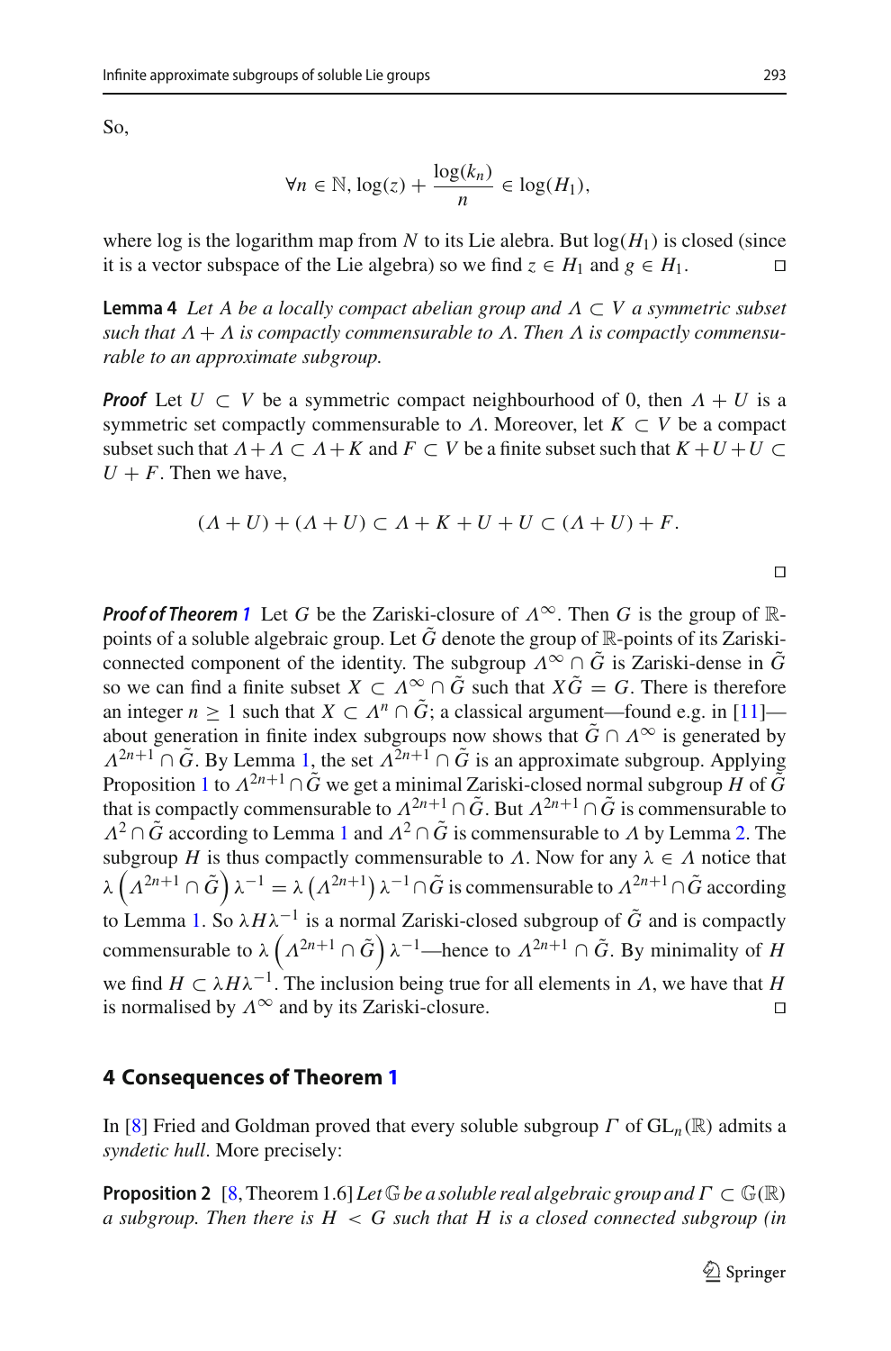So,

$$\forall n \in \mathbb{N}, \log(z) + \frac{\log(k_n)}{n} \in \log(H_1),$$

where log is the logarithm map from $N$ to its Lie alebra. But $\log(H_1)$ is closed (since it is a vector subspace of the Lie algebra) so we find $z \in H_1$ and $g \in H_1$. $\square$

**Lemma 4** *Let $A$ be a locally compact abelian group and $\Lambda \subset V$ a symmetric subset such that $\Lambda + \Lambda$ is compactly commensurable to $\Lambda$. Then $\Lambda$ is compactly commensurable to an approximate subgroup.*

***Proof*** Let $U \subset V$ be a symmetric compact neighbourhood of 0, then $\Lambda + U$ is a symmetric set compactly commensurable to $\Lambda$. Moreover, let $K \subset V$ be a compact subset such that $\Lambda + \Lambda \subset \Lambda + K$ and $F \subset V$ be a finite subset such that $K + U + U \subset U + F$. Then we have,

$$(\Lambda + U) + (\Lambda + U) \subset \Lambda + K + U + U \subset (\Lambda + U) + F.$$

$\square$

***Proof of Theorem 1*** Let $G$ be the Zariski-closure of $\Lambda^\infty$. Then $G$ is the group of $\mathbb{R}$-points of a soluble algebraic group. Let $\tilde{G}$ denote the group of $\mathbb{R}$-points of its Zariski-connected component of the identity. The subgroup $\Lambda^\infty \cap \tilde{G}$ is Zariski-dense in $\tilde{G}$ so we can find a finite subset $X \subset \Lambda^\infty \cap \tilde{G}$ such that $X\tilde{G} = G$. There is therefore an integer $n \geq 1$ such that $X \subset \Lambda^n \cap \tilde{G}$; a classical argument—found e.g. in [11]—about generation in finite index subgroups now shows that $\tilde{G} \cap \Lambda^\infty$ is generated by $\Lambda^{2n+1} \cap \tilde{G}$. By Lemma 1, the set $\Lambda^{2n+1} \cap \tilde{G}$ is an approximate subgroup. Applying Proposition 1 to $\Lambda^{2n+1} \cap \tilde{G}$ we get a minimal Zariski-closed normal subgroup $H$ of $\tilde{G}$ that is compactly commensurable to $\Lambda^{2n+1} \cap \tilde{G}$. But $\Lambda^{2n+1} \cap \tilde{G}$ is commensurable to $\Lambda^2 \cap \tilde{G}$ according to Lemma 1 and $\Lambda^2 \cap \tilde{G}$ is commensurable to $\Lambda$ by Lemma 2. The subgroup $H$ is thus compactly commensurable to $\Lambda$. Now for any $\lambda \in \Lambda$ notice that $\lambda \left(\Lambda^{2n+1} \cap \tilde{G}\right) \lambda^{-1} = \lambda \left(\Lambda^{2n+1}\right) \lambda^{-1} \cap \tilde{G}$ is commensurable to $\Lambda^{2n+1} \cap \tilde{G}$ according to Lemma 1. So $\lambda H \lambda^{-1}$ is a normal Zariski-closed subgroup of $\tilde{G}$ and is compactly commensurable to $\lambda \left(\Lambda^{2n+1} \cap \tilde{G}\right) \lambda^{-1}$—hence to $\Lambda^{2n+1} \cap \tilde{G}$. By minimality of $H$ we find $H \subset \lambda H \lambda^{-1}$. The inclusion being true for all elements in $\Lambda$, we have that $H$ is normalised by $\Lambda^\infty$ and by its Zariski-closure. $\square$

## 4 Consequences of Theorem 1

In [8] Fried and Goldman proved that every soluble subgroup $\Gamma$ of $\mathrm{GL}_n(\mathbb{R})$ admits a *syndetic hull*. More precisely:

**Proposition 2** [8, Theorem 1.6] *Let $\mathbb{G}$ be a soluble real algebraic group and $\Gamma \subset \mathbb{G}(\mathbb{R})$ a subgroup. Then there is $H < G$ such that $H$ is a closed connected subgroup (in*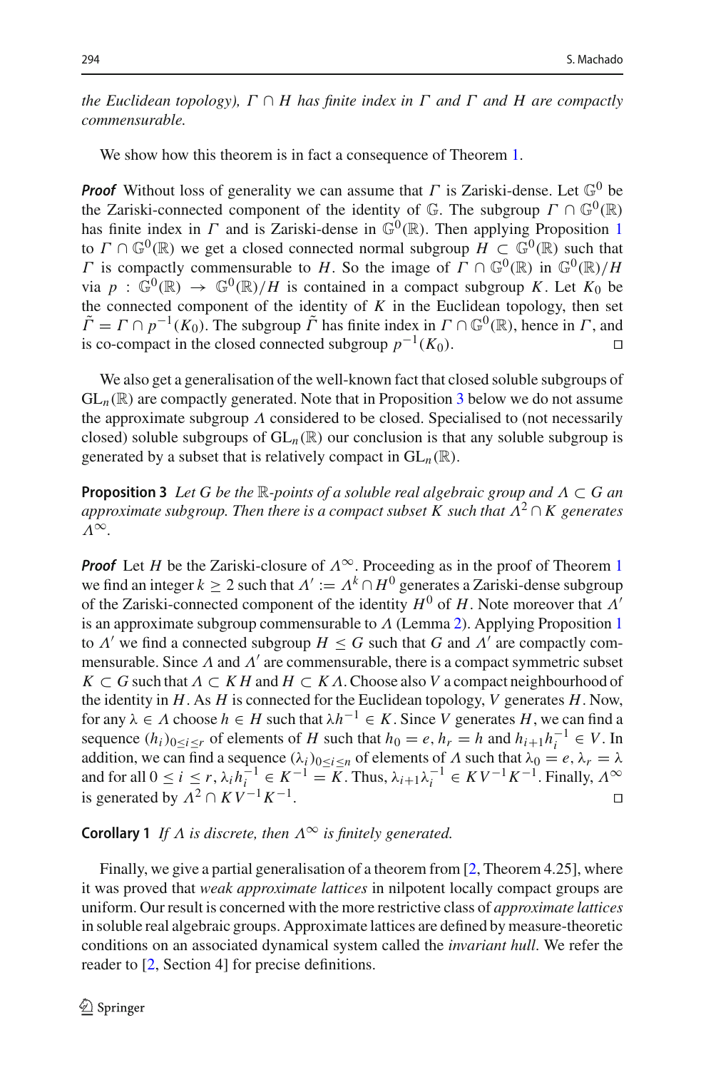*the Euclidean topology), $\Gamma \cap H$ has finite index in $\Gamma$ and $\Gamma$ and $H$ are compactly commensurable.*

We show how this theorem is in fact a consequence of Theorem 1.

***Proof*** Without loss of generality we can assume that $\Gamma$ is Zariski-dense. Let $\mathbb{G}^0$ be the Zariski-connected component of the identity of $\mathbb{G}$. The subgroup $\Gamma \cap \mathbb{G}^0(\mathbb{R})$ has finite index in $\Gamma$ and is Zariski-dense in $\mathbb{G}^0(\mathbb{R})$. Then applying Proposition 1 to $\Gamma \cap \mathbb{G}^0(\mathbb{R})$ we get a closed connected normal subgroup $H \subset \mathbb{G}^0(\mathbb{R})$ such that $\Gamma$ is compactly commensurable to $H$. So the image of $\Gamma \cap \mathbb{G}^0(\mathbb{R})$ in $\mathbb{G}^0(\mathbb{R})/H$ via $p : \mathbb{G}^0(\mathbb{R}) \to \mathbb{G}^0(\mathbb{R})/H$ is contained in a compact subgroup $K$. Let $K_0$ be the connected component of the identity of $K$ in the Euclidean topology, then set $\tilde{\Gamma} = \Gamma \cap p^{-1}(K_0)$. The subgroup $\tilde{\Gamma}$ has finite index in $\Gamma \cap \mathbb{G}^0(\mathbb{R})$, hence in $\Gamma$, and is co-compact in the closed connected subgroup $p^{-1}(K_0)$. □

We also get a generalisation of the well-known fact that closed soluble subgroups of $\mathrm{GL}_n(\mathbb{R})$ are compactly generated. Note that in Proposition 3 below we do not assume the approximate subgroup $\Lambda$ considered to be closed. Specialised to (not necessarily closed) soluble subgroups of $\mathrm{GL}_n(\mathbb{R})$ our conclusion is that any soluble subgroup is generated by a subset that is relatively compact in $\mathrm{GL}_n(\mathbb{R})$.

**Proposition 3** *Let $G$ be the $\mathbb{R}$-points of a soluble real algebraic group and $\Lambda \subset G$ an approximate subgroup. Then there is a compact subset $K$ such that $\Lambda^2 \cap K$ generates $\Lambda^\infty$.*

***Proof*** Let $H$ be the Zariski-closure of $\Lambda^\infty$. Proceeding as in the proof of Theorem 1 we find an integer $k \geq 2$ such that $\Lambda' := \Lambda^k \cap H^0$ generates a Zariski-dense subgroup of the Zariski-connected component of the identity $H^0$ of $H$. Note moreover that $\Lambda'$ is an approximate subgroup commensurable to $\Lambda$ (Lemma 2). Applying Proposition 1 to $\Lambda'$ we find a connected subgroup $H \leq G$ such that $G$ and $\Lambda'$ are compactly commensurable. Since $\Lambda$ and $\Lambda'$ are commensurable, there is a compact symmetric subset $K \subset G$ such that $\Lambda \subset KH$ and $H \subset K\Lambda$. Choose also $V$ a compact neighbourhood of the identity in $H$. As $H$ is connected for the Euclidean topology, $V$ generates $H$. Now, for any $\lambda \in \Lambda$ choose $h \in H$ such that $\lambda h^{-1} \in K$. Since $V$ generates $H$, we can find a sequence $(h_i)_{0 \leq i \leq r}$ of elements of $H$ such that $h_0 = e$, $h_r = h$ and $h_{i+1}h_i^{-1} \in V$. In addition, we can find a sequence $(\lambda_i)_{0 \leq i \leq n}$ of elements of $\Lambda$ such that $\lambda_0 = e$, $\lambda_r = \lambda$ and for all $0 \leq i \leq r$, $\lambda_i h_i^{-1} \in K^{-1} = K$. Thus, $\lambda_{i+1}\lambda_i^{-1} \in KV^{-1}K^{-1}$. Finally, $\Lambda^\infty$ is generated by $\Lambda^2 \cap KV^{-1}K^{-1}$. □

**Corollary 1** *If $\Lambda$ is discrete, then $\Lambda^\infty$ is finitely generated.*

Finally, we give a partial generalisation of a theorem from [2, Theorem 4.25], where it was proved that *weak approximate lattices* in nilpotent locally compact groups are uniform. Our result is concerned with the more restrictive class of *approximate lattices* in soluble real algebraic groups. Approximate lattices are defined by measure-theoretic conditions on an associated dynamical system called the *invariant hull*. We refer the reader to [2, Section 4] for precise definitions.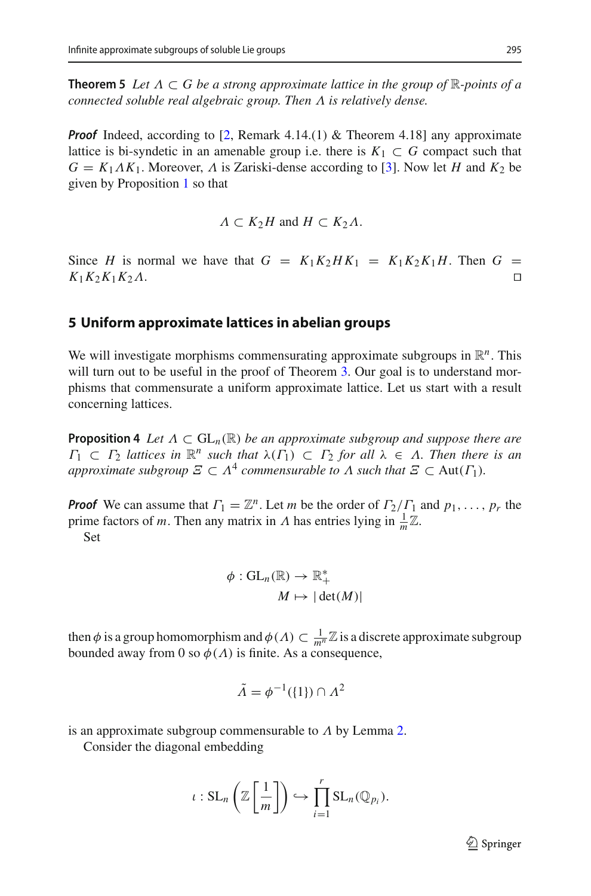**Theorem 5** *Let $\Lambda \subset G$ be a strong approximate lattice in the group of $\mathbb{R}$-points of a connected soluble real algebraic group. Then $\Lambda$ is relatively dense.*

***Proof*** Indeed, according to [2, Remark 4.14.(1) & Theorem 4.18] any approximate lattice is bi-syndetic in an amenable group i.e. there is $K_1 \subset G$ compact such that $G = K_1 \Lambda K_1$. Moreover, $\Lambda$ is Zariski-dense according to [3]. Now let $H$ and $K_2$ be given by Proposition 1 so that

$$\Lambda \subset K_2 H \text{ and } H \subset K_2 \Lambda.$$

Since $H$ is normal we have that $G = K_1 K_2 H K_1 = K_1 K_2 K_1 H$. Then $G = K_1 K_2 K_1 K_2 \Lambda$. □

## 5 Uniform approximate lattices in abelian groups

We will investigate morphisms commensurating approximate subgroups in $\mathbb{R}^n$. This will turn out to be useful in the proof of Theorem 3. Our goal is to understand morphisms that commensurate a uniform approximate lattice. Let us start with a result concerning lattices.

**Proposition 4** *Let $\Lambda \subset \mathrm{GL}_n(\mathbb{R})$ be an approximate subgroup and suppose there are $\Gamma_1 \subset \Gamma_2$ lattices in $\mathbb{R}^n$ such that $\lambda(\Gamma_1) \subset \Gamma_2$ for all $\lambda \in \Lambda$. Then there is an approximate subgroup $\Xi \subset \Lambda^4$ commensurable to $\Lambda$ such that $\Xi \subset \mathrm{Aut}(\Gamma_1)$.*

***Proof*** We can assume that $\Gamma_1 = \mathbb{Z}^n$. Let $m$ be the order of $\Gamma_2/\Gamma_1$ and $p_1, \ldots, p_r$ the prime factors of $m$. Then any matrix in $\Lambda$ has entries lying in $\frac{1}{m}\mathbb{Z}$.

Set

$$\begin{aligned} \phi : \mathrm{GL}_n(\mathbb{R}) &\to \mathbb{R}_+^* \\ M &\mapsto |\det(M)| \end{aligned}$$

then $\phi$ is a group homomorphism and $\phi(\Lambda) \subset \frac{1}{m^n}\mathbb{Z}$ is a discrete approximate subgroup bounded away from 0 so $\phi(\Lambda)$ is finite. As a consequence,

$$\tilde{\Lambda} = \phi^{-1}(\{1\}) \cap \Lambda^2$$

is an approximate subgroup commensurable to $\Lambda$ by Lemma 2.

Consider the diagonal embedding

$$\iota : \mathrm{SL}_n\left(\mathbb{Z}\left[\frac{1}{m}\right]\right) \hookrightarrow \prod_{i=1}^{r} \mathrm{SL}_n(\mathbb{Q}_{p_i}).$$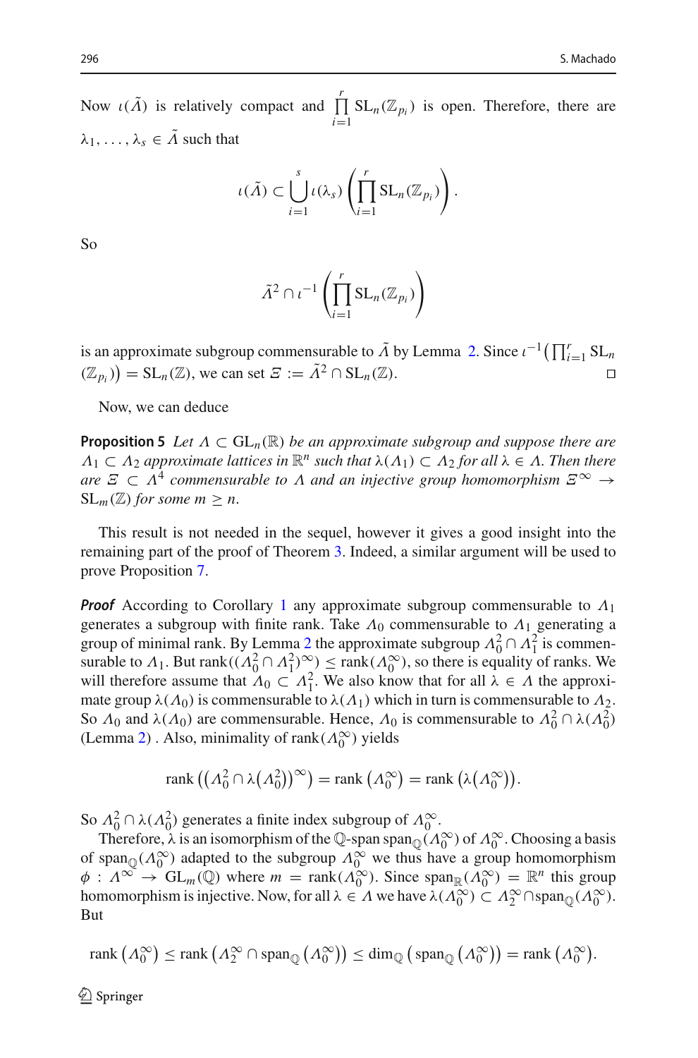Now $\iota(\tilde{\Lambda})$ is relatively compact and $\prod_{i=1}^{r} \mathrm{SL}_n(\mathbb{Z}_{p_i})$ is open. Therefore, there are $\lambda_1, \ldots, \lambda_s \in \tilde{\Lambda}$ such that

$$\iota(\tilde{\Lambda}) \subset \bigcup_{i=1}^{s} \iota(\lambda_s) \left( \prod_{i=1}^{r} \mathrm{SL}_n(\mathbb{Z}_{p_i}) \right).$$

So

$$\tilde{\Lambda}^2 \cap \iota^{-1} \left( \prod_{i=1}^{r} \mathrm{SL}_n(\mathbb{Z}_{p_i}) \right)$$

is an approximate subgroup commensurable to $\tilde{\Lambda}$ by Lemma 2. Since $\iota^{-1}\left(\prod_{i=1}^{r} \mathrm{SL}_n(\mathbb{Z}_{p_i})\right) = \mathrm{SL}_n(\mathbb{Z})$, we can set $\Xi := \tilde{\Lambda}^2 \cap \mathrm{SL}_n(\mathbb{Z})$. □

Now, we can deduce

**Proposition 5** *Let $\Lambda \subset \mathrm{GL}_n(\mathbb{R})$ be an approximate subgroup and suppose there are $\Lambda_1 \subset \Lambda_2$ approximate lattices in $\mathbb{R}^n$ such that $\lambda(\Lambda_1) \subset \Lambda_2$ for all $\lambda \in \Lambda$. Then there are $\Xi \subset \Lambda^4$ commensurable to $\Lambda$ and an injective group homomorphism $\Xi^\infty \rightarrow \mathrm{SL}_m(\mathbb{Z})$ for some $m \geq n$.*

This result is not needed in the sequel, however it gives a good insight into the remaining part of the proof of Theorem 3. Indeed, a similar argument will be used to prove Proposition 7.

***Proof*** According to Corollary 1 any approximate subgroup commensurable to $\Lambda_1$ generates a subgroup with finite rank. Take $\Lambda_0$ commensurable to $\Lambda_1$ generating a group of minimal rank. By Lemma 2 the approximate subgroup $\Lambda_0^2 \cap \Lambda_1^2$ is commensurable to $\Lambda_1$. But $\mathrm{rank}((\Lambda_0^2 \cap \Lambda_1^2)^\infty) \leq \mathrm{rank}(\Lambda_0^\infty)$, so there is equality of ranks. We will therefore assume that $\Lambda_0 \subset \Lambda_1^2$. We also know that for all $\lambda \in \Lambda$ the approximate group $\lambda(\Lambda_0)$ is commensurable to $\lambda(\Lambda_1)$ which in turn is commensurable to $\Lambda_2$. So $\Lambda_0$ and $\lambda(\Lambda_0)$ are commensurable. Hence, $\Lambda_0$ is commensurable to $\Lambda_0^2 \cap \lambda(\Lambda_0^2)$ (Lemma 2) . Also, minimality of $\mathrm{rank}(\Lambda_0^\infty)$ yields

$$\mathrm{rank}\left(\left(\Lambda_0^2 \cap \lambda\left(\Lambda_0^2\right)\right)^\infty\right) = \mathrm{rank}\left(\Lambda_0^\infty\right) = \mathrm{rank}\left(\lambda\left(\Lambda_0^\infty\right)\right).$$

So $\Lambda_0^2 \cap \lambda(\Lambda_0^2)$ generates a finite index subgroup of $\Lambda_0^\infty$.

Therefore, $\lambda$ is an isomorphism of the $\mathbb{Q}$-span $\mathrm{span}_{\mathbb{Q}}(\Lambda_0^\infty)$ of $\Lambda_0^\infty$. Choosing a basis of $\mathrm{span}_{\mathbb{Q}}(\Lambda_0^\infty)$ adapted to the subgroup $\Lambda_0^\infty$ we thus have a group homomorphism $\phi : \Lambda^\infty \rightarrow \mathrm{GL}_m(\mathbb{Q})$ where $m = \mathrm{rank}(\Lambda_0^\infty)$. Since $\mathrm{span}_{\mathbb{R}}(\Lambda_0^\infty) = \mathbb{R}^n$ this group homomorphism is injective. Now, for all $\lambda \in \Lambda$ we have $\lambda(\Lambda_0^\infty) \subset \Lambda_2^\infty \cap \mathrm{span}_{\mathbb{Q}}(\Lambda_0^\infty)$. But

$$\mathrm{rank}\left(\Lambda_0^\infty\right) \leq \mathrm{rank}\left(\Lambda_2^\infty \cap \mathrm{span}_{\mathbb{Q}}\left(\Lambda_0^\infty\right)\right) \leq \dim_{\mathbb{Q}}\left(\mathrm{span}_{\mathbb{Q}}\left(\Lambda_0^\infty\right)\right) = \mathrm{rank}\left(\Lambda_0^\infty\right).$$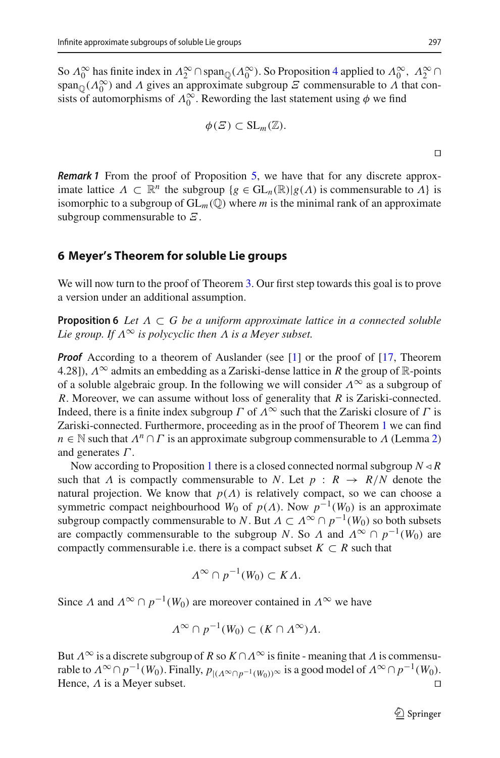So $\Lambda_0^\infty$ has finite index in $\Lambda_2^\infty \cap \operatorname{span}_{\mathbb{Q}}(\Lambda_0^\infty)$. So Proposition 4 applied to $\Lambda_0^\infty$, $\Lambda_2^\infty \cap \operatorname{span}_{\mathbb{Q}}(\Lambda_0^\infty)$ and $\Lambda$ gives an approximate subgroup $\Xi$ commensurable to $\Lambda$ that consists of automorphisms of $\Lambda_0^\infty$. Rewording the last statement using $\phi$ we find

$$\phi(\Xi) \subset \mathrm{SL}_m(\mathbb{Z}).$$

□

***Remark 1*** From the proof of Proposition 5, we have that for any discrete approximate lattice $\Lambda \subset \mathbb{R}^n$ the subgroup $\{g \in \mathrm{GL}_n(\mathbb{R}) | g(\Lambda) \text{ is commensurable to } \Lambda\}$ is isomorphic to a subgroup of $\mathrm{GL}_m(\mathbb{Q})$ where $m$ is the minimal rank of an approximate subgroup commensurable to $\Xi$.

## 6 Meyer's Theorem for soluble Lie groups

We will now turn to the proof of Theorem 3. Our first step towards this goal is to prove a version under an additional assumption.

**Proposition 6** *Let $\Lambda \subset G$ be a uniform approximate lattice in a connected soluble Lie group. If $\Lambda^\infty$ is polycyclic then $\Lambda$ is a Meyer subset.*

***Proof*** According to a theorem of Auslander (see [1] or the proof of [17, Theorem 4.28]), $\Lambda^\infty$ admits an embedding as a Zariski-dense lattice in $R$ the group of $\mathbb{R}$-points of a soluble algebraic group. In the following we will consider $\Lambda^\infty$ as a subgroup of $R$. Moreover, we can assume without loss of generality that $R$ is Zariski-connected. Indeed, there is a finite index subgroup $\Gamma$ of $\Lambda^\infty$ such that the Zariski closure of $\Gamma$ is Zariski-connected. Furthermore, proceeding as in the proof of Theorem 1 we can find $n \in \mathbb{N}$ such that $\Lambda^n \cap \Gamma$ is an approximate subgroup commensurable to $\Lambda$ (Lemma 2) and generates $\Gamma$.

Now according to Proposition 1 there is a closed connected normal subgroup $N \lhd R$ such that $\Lambda$ is compactly commensurable to $N$. Let $p : R \to R/N$ denote the natural projection. We know that $p(\Lambda)$ is relatively compact, so we can choose a symmetric compact neighbourhood $W_0$ of $p(\Lambda)$. Now $p^{-1}(W_0)$ is an approximate subgroup compactly commensurable to $N$. But $\Lambda \subset \Lambda^\infty \cap p^{-1}(W_0)$ so both subsets are compactly commensurable to the subgroup $N$. So $\Lambda$ and $\Lambda^\infty \cap p^{-1}(W_0)$ are compactly commensurable i.e. there is a compact subset $K \subset R$ such that

$$\Lambda^\infty \cap p^{-1}(W_0) \subset K\Lambda.$$

Since $\Lambda$ and $\Lambda^\infty \cap p^{-1}(W_0)$ are moreover contained in $\Lambda^\infty$ we have

$$\Lambda^\infty \cap p^{-1}(W_0) \subset (K \cap \Lambda^\infty)\Lambda.$$

But $\Lambda^\infty$ is a discrete subgroup of $R$ so $K \cap \Lambda^\infty$ is finite - meaning that $\Lambda$ is commensurable to $\Lambda^\infty \cap p^{-1}(W_0)$. Finally, $p_{|(\Lambda^\infty \cap p^{-1}(W_0))^\infty}$ is a good model of $\Lambda^\infty \cap p^{-1}(W_0)$. Hence, $\Lambda$ is a Meyer subset. □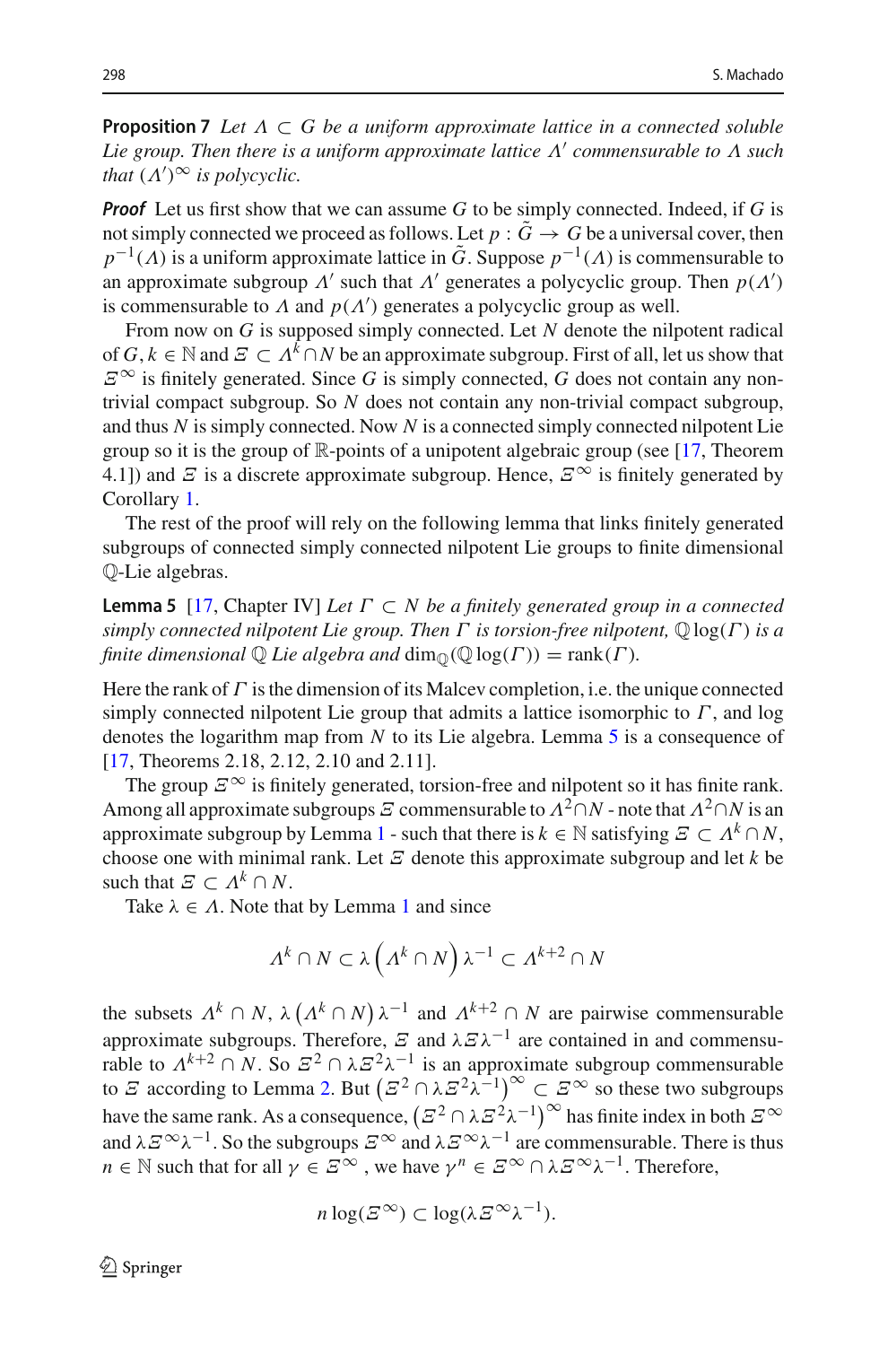**Proposition 7** *Let $\Lambda \subset G$ be a uniform approximate lattice in a connected soluble Lie group. Then there is a uniform approximate lattice $\Lambda'$ commensurable to $\Lambda$ such that $(\Lambda')^{\infty}$ is polycyclic.*

***Proof*** Let us first show that we can assume $G$ to be simply connected. Indeed, if $G$ is not simply connected we proceed as follows. Let $p : \tilde{G} \to G$ be a universal cover, then $p^{-1}(\Lambda)$ is a uniform approximate lattice in $\tilde{G}$. Suppose $p^{-1}(\Lambda)$ is commensurable to an approximate subgroup $\Lambda'$ such that $\Lambda'$ generates a polycyclic group. Then $p(\Lambda')$ is commensurable to $\Lambda$ and $p(\Lambda')$ generates a polycyclic group as well.

From now on $G$ is supposed simply connected. Let $N$ denote the nilpotent radical of $G$, $k \in \mathbb{N}$ and $\Xi \subset \Lambda^k \cap N$ be an approximate subgroup. First of all, let us show that $\Xi^{\infty}$ is finitely generated. Since $G$ is simply connected, $G$ does not contain any non-trivial compact subgroup. So $N$ does not contain any non-trivial compact subgroup, and thus $N$ is simply connected. Now $N$ is a connected simply connected nilpotent Lie group so it is the group of $\mathbb{R}$-points of a unipotent algebraic group (see [17, Theorem 4.1]) and $\Xi$ is a discrete approximate subgroup. Hence, $\Xi^{\infty}$ is finitely generated by Corollary 1.

The rest of the proof will rely on the following lemma that links finitely generated subgroups of connected simply connected nilpotent Lie groups to finite dimensional $\mathbb{Q}$-Lie algebras.

**Lemma 5** [17, Chapter IV] *Let $\Gamma \subset N$ be a finitely generated group in a connected simply connected nilpotent Lie group. Then $\Gamma$ is torsion-free nilpotent, $\mathbb{Q}\log(\Gamma)$ is a finite dimensional $\mathbb{Q}$ Lie algebra and* $\dim_{\mathbb{Q}}(\mathbb{Q}\log(\Gamma)) = \operatorname{rank}(\Gamma)$.

Here the rank of $\Gamma$ is the dimension of its Malcev completion, i.e. the unique connected simply connected nilpotent Lie group that admits a lattice isomorphic to $\Gamma$, and log denotes the logarithm map from $N$ to its Lie algebra. Lemma 5 is a consequence of [17, Theorems 2.18, 2.12, 2.10 and 2.11].

The group $\Xi^{\infty}$ is finitely generated, torsion-free and nilpotent so it has finite rank. Among all approximate subgroups $\Xi$ commensurable to $\Lambda^2 \cap N$ - note that $\Lambda^2 \cap N$ is an approximate subgroup by Lemma 1 - such that there is $k \in \mathbb{N}$ satisfying $\Xi \subset \Lambda^k \cap N$, choose one with minimal rank. Let $\Xi$ denote this approximate subgroup and let $k$ be such that $\Xi \subset \Lambda^k \cap N$.

Take $\lambda \in \Lambda$. Note that by Lemma 1 and since

$$\Lambda^k \cap N \subset \lambda \left( \Lambda^k \cap N \right) \lambda^{-1} \subset \Lambda^{k+2} \cap N$$

the subsets $\Lambda^k \cap N$, $\lambda \left( \Lambda^k \cap N \right) \lambda^{-1}$ and $\Lambda^{k+2} \cap N$ are pairwise commensurable approximate subgroups. Therefore, $\Xi$ and $\lambda \Xi \lambda^{-1}$ are contained in and commensurable to $\Lambda^{k+2} \cap N$. So $\Xi^2 \cap \lambda \Xi^2 \lambda^{-1}$ is an approximate subgroup commensurable to $\Xi$ according to Lemma 2. But $\left(\Xi^2 \cap \lambda \Xi^2 \lambda^{-1}\right)^{\infty} \subset \Xi^{\infty}$ so these two subgroups have the same rank. As a consequence, $\left(\Xi^2 \cap \lambda \Xi^2 \lambda^{-1}\right)^{\infty}$ has finite index in both $\Xi^{\infty}$ and $\lambda \Xi^{\infty} \lambda^{-1}$. So the subgroups $\Xi^{\infty}$ and $\lambda \Xi^{\infty} \lambda^{-1}$ are commensurable. There is thus $n \in \mathbb{N}$ such that for all $\gamma \in \Xi^{\infty}$, we have $\gamma^n \in \Xi^{\infty} \cap \lambda \Xi^{\infty} \lambda^{-1}$. Therefore,

$$n \log(\Xi^{\infty}) \subset \log(\lambda \Xi^{\infty} \lambda^{-1}).$$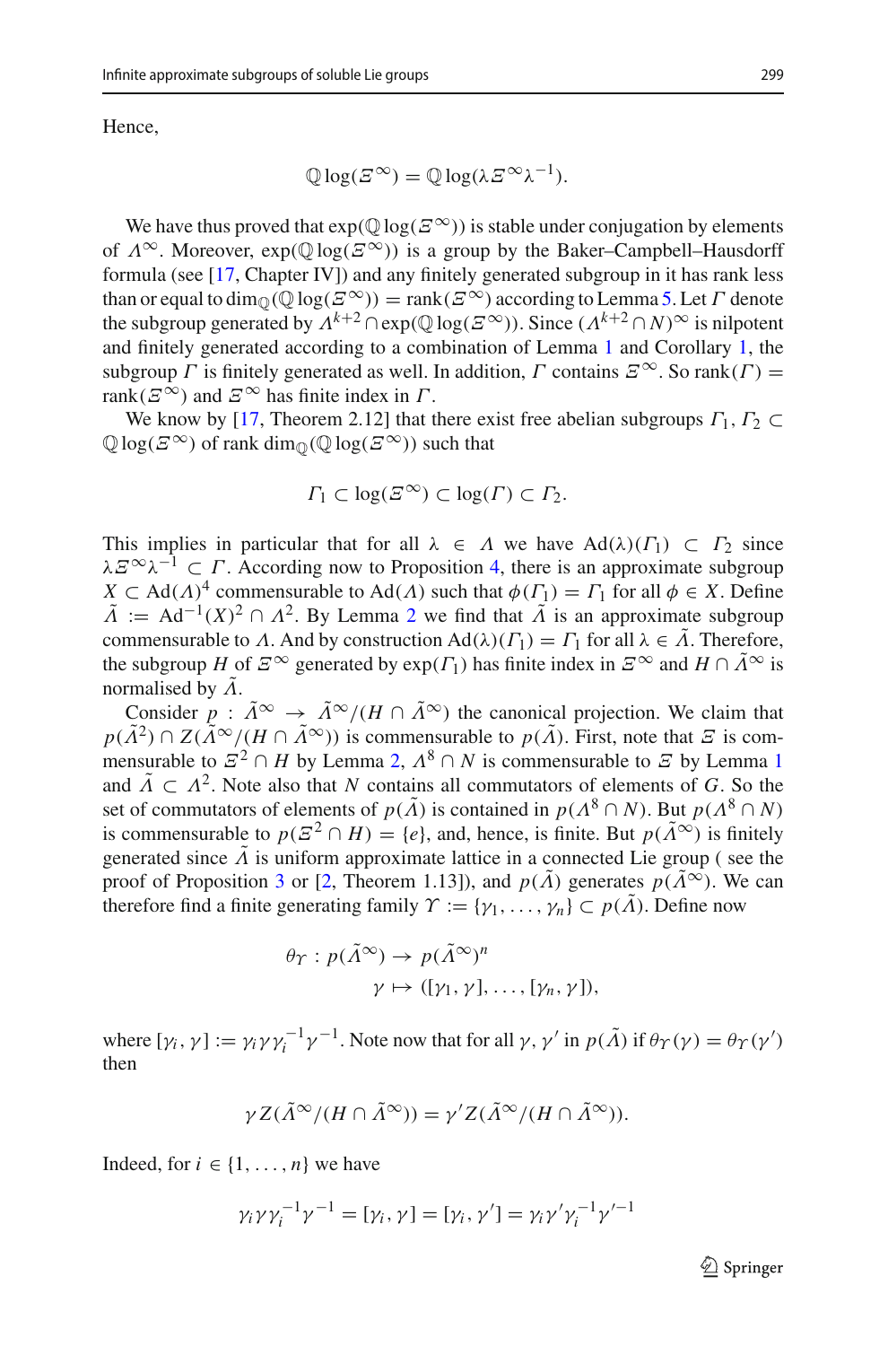Hence,

$$\mathbb{Q}\log(\Xi^{\infty}) = \mathbb{Q}\log(\lambda\Xi^{\infty}\lambda^{-1}).$$

We have thus proved that $\exp(\mathbb{Q}\log(\Xi^{\infty}))$ is stable under conjugation by elements of $\Lambda^{\infty}$. Moreover, $\exp(\mathbb{Q}\log(\Xi^{\infty}))$ is a group by the Baker–Campbell–Hausdorff formula (see [17, Chapter IV]) and any finitely generated subgroup in it has rank less than or equal to $\dim_{\mathbb{Q}}(\mathbb{Q}\log(\Xi^{\infty})) = \mathrm{rank}(\Xi^{\infty})$ according to Lemma 5. Let $\Gamma$ denote the subgroup generated by $\Lambda^{k+2} \cap \exp(\mathbb{Q}\log(\Xi^{\infty}))$. Since $(\Lambda^{k+2} \cap N)^{\infty}$ is nilpotent and finitely generated according to a combination of Lemma 1 and Corollary 1, the subgroup $\Gamma$ is finitely generated as well. In addition, $\Gamma$ contains $\Xi^{\infty}$. So $\mathrm{rank}(\Gamma) = \mathrm{rank}(\Xi^{\infty})$ and $\Xi^{\infty}$ has finite index in $\Gamma$.

We know by [17, Theorem 2.12] that there exist free abelian subgroups $\Gamma_1, \Gamma_2 \subset \mathbb{Q}\log(\Xi^{\infty})$ of rank $\dim_{\mathbb{Q}}(\mathbb{Q}\log(\Xi^{\infty}))$ such that

$$\Gamma_1 \subset \log(\Xi^{\infty}) \subset \log(\Gamma) \subset \Gamma_2.$$

This implies in particular that for all $\lambda \in \Lambda$ we have $\mathrm{Ad}(\lambda)(\Gamma_1) \subset \Gamma_2$ since $\lambda\Xi^{\infty}\lambda^{-1} \subset \Gamma$. According now to Proposition 4, there is an approximate subgroup $X \subset \mathrm{Ad}(\Lambda)^4$ commensurable to $\mathrm{Ad}(\Lambda)$ such that $\phi(\Gamma_1) = \Gamma_1$ for all $\phi \in X$. Define $\tilde{\Lambda} := \mathrm{Ad}^{-1}(X)^2 \cap \Lambda^2$. By Lemma 2 we find that $\tilde{\Lambda}$ is an approximate subgroup commensurable to $\Lambda$. And by construction $\mathrm{Ad}(\lambda)(\Gamma_1) = \Gamma_1$ for all $\lambda \in \tilde{\Lambda}$. Therefore, the subgroup $H$ of $\Xi^{\infty}$ generated by $\exp(\Gamma_1)$ has finite index in $\Xi^{\infty}$ and $H \cap \tilde{\Lambda}^{\infty}$ is normalised by $\tilde{\Lambda}$.

Consider $p : \tilde{\Lambda}^{\infty} \to \tilde{\Lambda}^{\infty}/(H \cap \tilde{\Lambda}^{\infty})$ the canonical projection. We claim that $p(\tilde{\Lambda}^2) \cap Z(\tilde{\Lambda}^{\infty}/(H \cap \tilde{\Lambda}^{\infty}))$ is commensurable to $p(\tilde{\Lambda})$. First, note that $\Xi$ is commensurable to $\Xi^2 \cap H$ by Lemma 2, $\Lambda^8 \cap N$ is commensurable to $\Xi$ by Lemma 1 and $\tilde{\Lambda} \subset \Lambda^2$. Note also that $N$ contains all commutators of elements of $G$. So the set of commutators of elements of $p(\tilde{\Lambda})$ is contained in $p(\Lambda^8 \cap N)$. But $p(\Lambda^8 \cap N)$ is commensurable to $p(\Xi^2 \cap H) = \{e\}$, and, hence, is finite. But $p(\tilde{\Lambda}^{\infty})$ is finitely generated since $\tilde{\Lambda}$ is uniform approximate lattice in a connected Lie group ( see the proof of Proposition 3 or [2, Theorem 1.13]), and $p(\tilde{\Lambda})$ generates $p(\tilde{\Lambda}^{\infty})$. We can therefore find a finite generating family $\Upsilon := \{\gamma_1, \dots, \gamma_n\} \subset p(\tilde{\Lambda})$. Define now

$$\begin{aligned}\theta_{\Upsilon} : p(\tilde{\Lambda}^{\infty}) &\to p(\tilde{\Lambda}^{\infty})^n \\ \gamma &\mapsto ([\gamma_1, \gamma], \dots, [\gamma_n, \gamma]),\end{aligned}$$

where $[\gamma_i, \gamma] := \gamma_i\gamma\gamma_i^{-1}\gamma^{-1}$. Note now that for all $\gamma, \gamma'$ in $p(\tilde{\Lambda})$ if $\theta_{\Upsilon}(\gamma) = \theta_{\Upsilon}(\gamma')$ then

$$\gamma Z(\tilde{\Lambda}^{\infty}/(H \cap \tilde{\Lambda}^{\infty})) = \gamma' Z(\tilde{\Lambda}^{\infty}/(H \cap \tilde{\Lambda}^{\infty})).$$

Indeed, for $i \in \{1, \dots, n\}$ we have

$$\gamma_i\gamma\gamma_i^{-1}\gamma^{-1} = [\gamma_i, \gamma] = [\gamma_i, \gamma'] = \gamma_i\gamma'\gamma_i^{-1}\gamma'^{-1}$$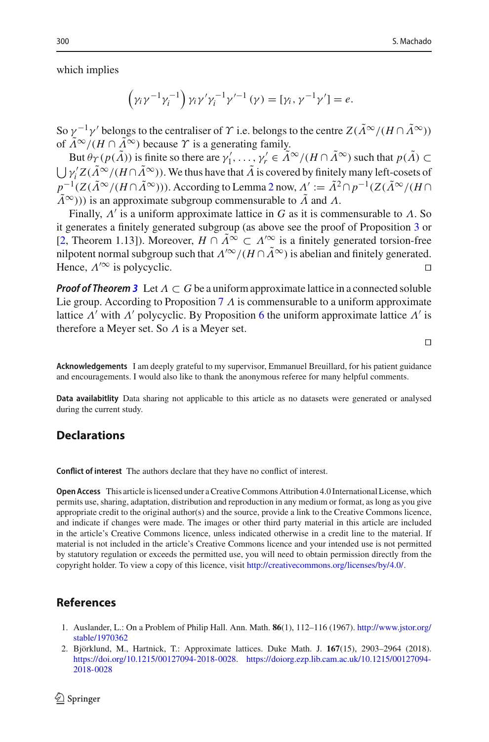which implies

$$\left(\gamma_i \gamma^{-1} \gamma_i^{-1}\right) \gamma_i \gamma' \gamma_i^{-1} \gamma'^{-1} (\gamma) = [\gamma_i, \gamma^{-1}\gamma'] = e.$$

So $\gamma^{-1}\gamma'$ belongs to the centraliser of $\Upsilon$ i.e. belongs to the centre $Z(\tilde{\Lambda}^{\infty}/(H \cap \tilde{\Lambda}^{\infty}))$ of $\tilde{\Lambda}^{\infty}/(H \cap \tilde{\Lambda}^{\infty})$ because $\Upsilon$ is a generating family.

But $\theta_{\Upsilon}(p(\tilde{\Lambda}))$ is finite so there are $\gamma_1', \ldots, \gamma_r' \in \tilde{\Lambda}^{\infty}/(H \cap \tilde{\Lambda}^{\infty})$ such that $p(\tilde{\Lambda}) \subset \bigcup \gamma_i' Z(\tilde{\Lambda}^{\infty}/(H \cap \tilde{\Lambda}^{\infty}))$. We thus have that $\tilde{\Lambda}$ is covered by finitely many left-cosets of $p^{-1}(Z(\tilde{\Lambda}^{\infty}/(H \cap \tilde{\Lambda}^{\infty})))$. According to Lemma 2 now, $\Lambda' := \tilde{\Lambda}^2 \cap p^{-1}(Z(\tilde{\Lambda}^{\infty}/(H \cap \tilde{\Lambda}^{\infty})))$ is an approximate subgroup commensurable to $\tilde{\Lambda}$ and $\Lambda$.

Finally, $\Lambda'$ is a uniform approximate lattice in $G$ as it is commensurable to $\Lambda$. So it generates a finitely generated subgroup (as above see the proof of Proposition 3 or [2, Theorem 1.13]). Moreover, $H \cap \tilde{\Lambda}^{\infty} \subset \Lambda'^{\infty}$ is a finitely generated torsion-free nilpotent normal subgroup such that $\Lambda'^{\infty}/(H \cap \tilde{\Lambda}^{\infty})$ is abelian and finitely generated. Hence, $\Lambda'^{\infty}$ is polycyclic. □

***Proof of Theorem 3*** Let $\Lambda \subset G$ be a uniform approximate lattice in a connected soluble Lie group. According to Proposition 7 $\Lambda$ is commensurable to a uniform approximate lattice $\Lambda'$ with $\Lambda'$ polycyclic. By Proposition 6 the uniform approximate lattice $\Lambda'$ is therefore a Meyer set. So $\Lambda$ is a Meyer set.

□

**Acknowledgements** I am deeply grateful to my supervisor, Emmanuel Breuillard, for his patient guidance and encouragements. I would also like to thank the anonymous referee for many helpful comments.

**Data availabitlity** Data sharing not applicable to this article as no datasets were generated or analysed during the current study.

## Declarations

**Conflict of interest** The authors declare that they have no conflict of interest.

**Open Access** This article is licensed under a Creative Commons Attribution 4.0 International License, which permits use, sharing, adaptation, distribution and reproduction in any medium or format, as long as you give appropriate credit to the original author(s) and the source, provide a link to the Creative Commons licence, and indicate if changes were made. The images or other third party material in this article are included in the article's Creative Commons licence, unless indicated otherwise in a credit line to the material. If material is not included in the article's Creative Commons licence and your intended use is not permitted by statutory regulation or exceeds the permitted use, you will need to obtain permission directly from the copyright holder. To view a copy of this licence, visit http://creativecommons.org/licenses/by/4.0/.

## References

1. Auslander, L.: On a Problem of Philip Hall. Ann. Math. **86**(1), 112–116 (1967). http://www.jstor.org/stable/1970362
2. Björklund, M., Hartnick, T.: Approximate lattices. Duke Math. J. **167**(15), 2903–2964 (2018). https://doi.org/10.1215/00127094-2018-0028. https://doiorg.ezp.lib.cam.ac.uk/10.1215/00127094-2018-0028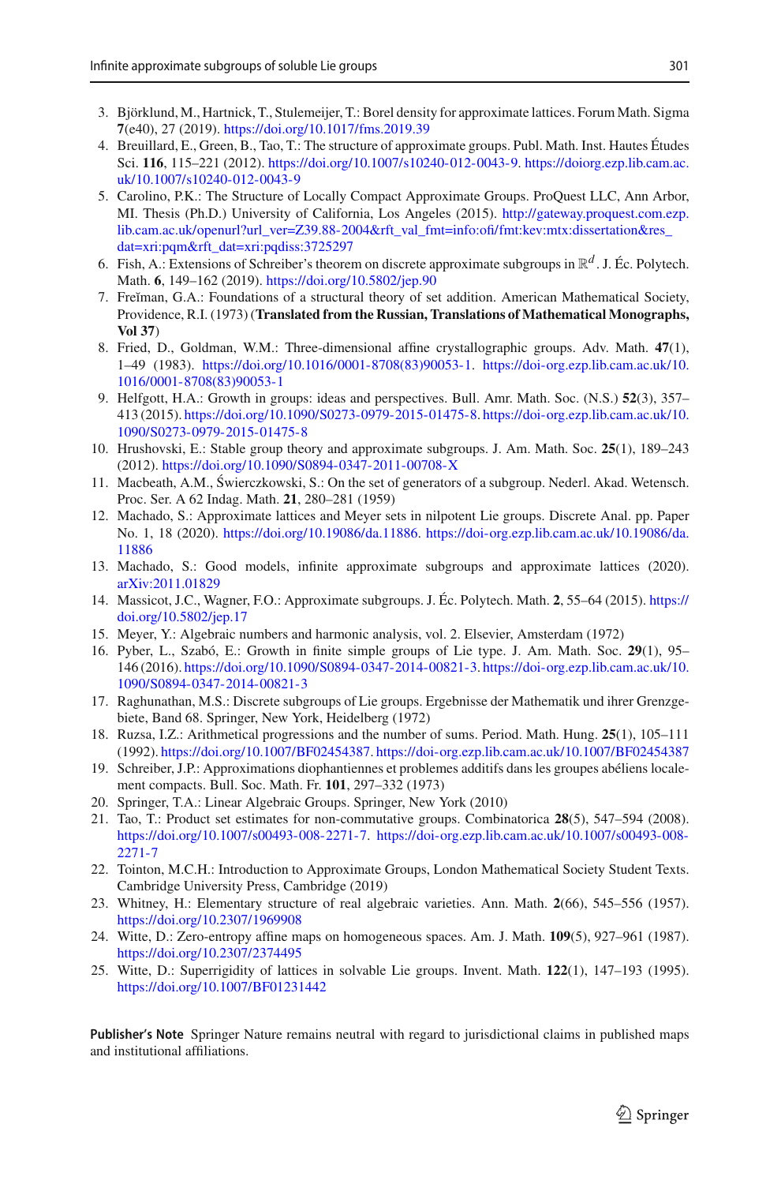3. Björklund, M., Hartnick, T., Stulemeijer, T.: Borel density for approximate lattices. Forum Math. Sigma **7**(e40), 27 (2019). https://doi.org/10.1017/fms.2019.39
4. Breuillard, E., Green, B., Tao, T.: The structure of approximate groups. Publ. Math. Inst. Hautes Études Sci. **116**, 115–221 (2012). https://doi.org/10.1007/s10240-012-0043-9. https://doiorg.ezp.lib.cam.ac.uk/10.1007/s10240-012-0043-9
5. Carolino, P.K.: The Structure of Locally Compact Approximate Groups. ProQuest LLC, Ann Arbor, MI. Thesis (Ph.D.) University of California, Los Angeles (2015). http://gateway.proquest.com.ezp.lib.cam.ac.uk/openurl?url_ver=Z39.88-2004&rft_val_fmt=info:ofi/fmt:kev:mtx:dissertation&res_dat=xri:pqm&rft_dat=xri:pqdiss:3725297
6. Fish, A.: Extensions of Schreiber's theorem on discrete approximate subgroups in $\mathbb{R}^d$. J. Éc. Polytech. Math. **6**, 149–162 (2019). https://doi.org/10.5802/jep.90
7. Freĭman, G.A.: Foundations of a structural theory of set addition. American Mathematical Society, Providence, R.I. (1973) (**Translated from the Russian, Translations of Mathematical Monographs, Vol 37**)
8. Fried, D., Goldman, W.M.: Three-dimensional affine crystallographic groups. Adv. Math. **47**(1), 1–49 (1983). https://doi.org/10.1016/0001-8708(83)90053-1. https://doi-org.ezp.lib.cam.ac.uk/10.1016/0001-8708(83)90053-1
9. Helfgott, H.A.: Growth in groups: ideas and perspectives. Bull. Amr. Math. Soc. (N.S.) **52**(3), 357–413 (2015). https://doi.org/10.1090/S0273-0979-2015-01475-8. https://doi-org.ezp.lib.cam.ac.uk/10.1090/S0273-0979-2015-01475-8
10. Hrushovski, E.: Stable group theory and approximate subgroups. J. Am. Math. Soc. **25**(1), 189–243 (2012). https://doi.org/10.1090/S0894-0347-2011-00708-X
11. Macbeath, A.M., Świerczkowski, S.: On the set of generators of a subgroup. Nederl. Akad. Wetensch. Proc. Ser. A 62 Indag. Math. **21**, 280–281 (1959)
12. Machado, S.: Approximate lattices and Meyer sets in nilpotent Lie groups. Discrete Anal. pp. Paper No. 1, 18 (2020). https://doi.org/10.19086/da.11886. https://doi-org.ezp.lib.cam.ac.uk/10.19086/da.11886
13. Machado, S.: Good models, infinite approximate subgroups and approximate lattices (2020). arXiv:2011.01829
14. Massicot, J.C., Wagner, F.O.: Approximate subgroups. J. Éc. Polytech. Math. **2**, 55–64 (2015). https://doi.org/10.5802/jep.17
15. Meyer, Y.: Algebraic numbers and harmonic analysis, vol. 2. Elsevier, Amsterdam (1972)
16. Pyber, L., Szabó, E.: Growth in finite simple groups of Lie type. J. Am. Math. Soc. **29**(1), 95–146 (2016). https://doi.org/10.1090/S0894-0347-2014-00821-3. https://doi-org.ezp.lib.cam.ac.uk/10.1090/S0894-0347-2014-00821-3
17. Raghunathan, M.S.: Discrete subgroups of Lie groups. Ergebnisse der Mathematik und ihrer Grenzgebiete, Band 68. Springer, New York, Heidelberg (1972)
18. Ruzsa, I.Z.: Arithmetical progressions and the number of sums. Period. Math. Hung. **25**(1), 105–111 (1992). https://doi.org/10.1007/BF02454387. https://doi-org.ezp.lib.cam.ac.uk/10.1007/BF02454387
19. Schreiber, J.P.: Approximations diophantiennes et problemes additifs dans les groupes abéliens localement compacts. Bull. Soc. Math. Fr. **101**, 297–332 (1973)
20. Springer, T.A.: Linear Algebraic Groups. Springer, New York (2010)
21. Tao, T.: Product set estimates for non-commutative groups. Combinatorica **28**(5), 547–594 (2008). https://doi.org/10.1007/s00493-008-2271-7. https://doi-org.ezp.lib.cam.ac.uk/10.1007/s00493-008-2271-7
22. Tointon, M.C.H.: Introduction to Approximate Groups, London Mathematical Society Student Texts. Cambridge University Press, Cambridge (2019)
23. Whitney, H.: Elementary structure of real algebraic varieties. Ann. Math. **2**(66), 545–556 (1957). https://doi.org/10.2307/1969908
24. Witte, D.: Zero-entropy affine maps on homogeneous spaces. Am. J. Math. **109**(5), 927–961 (1987). https://doi.org/10.2307/2374495
25. Witte, D.: Superrigidity of lattices in solvable Lie groups. Invent. Math. **122**(1), 147–193 (1995). https://doi.org/10.1007/BF01231442

**Publisher's Note** Springer Nature remains neutral with regard to jurisdictional claims in published maps and institutional affiliations.